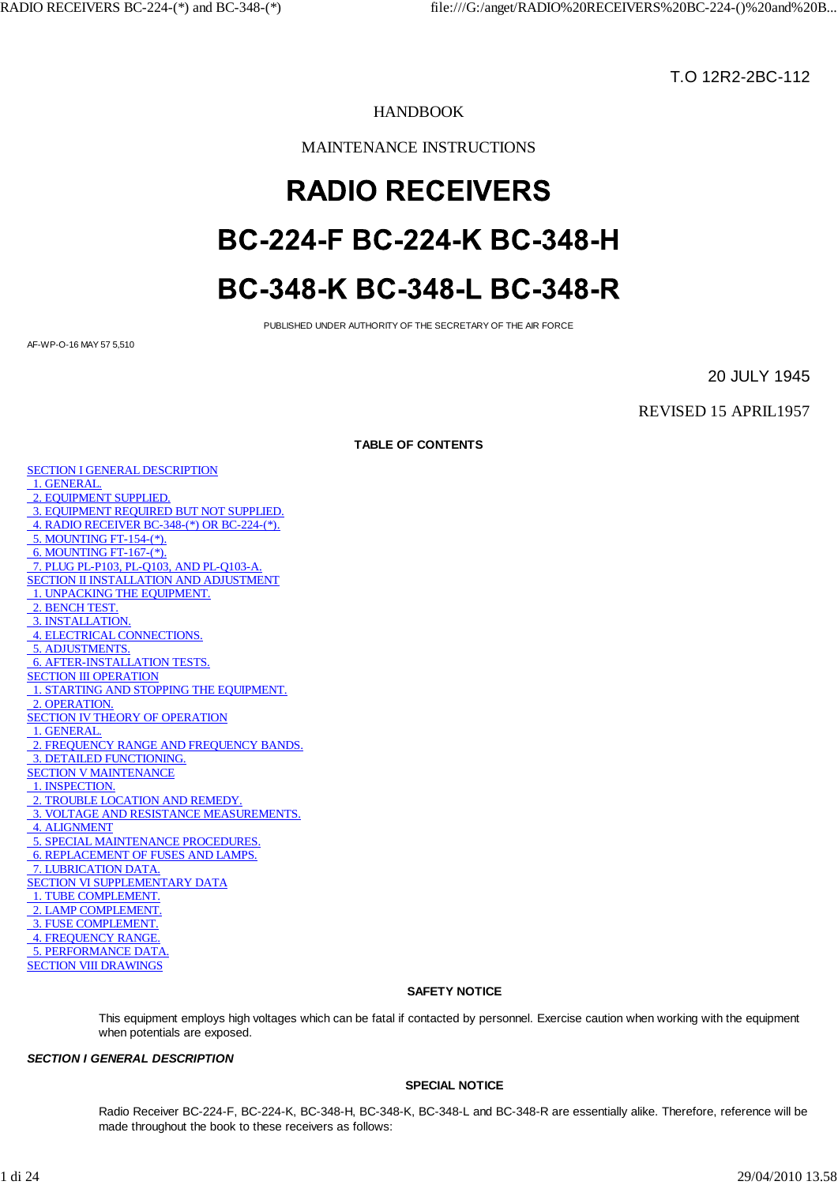T.O 12R2-2BC-112

HANDBOOK

MAINTENANCE INSTRUCTIONS

# RADIO RECEIVERS

# BC-224-F BC-224-K BC-348-H

# BC-348-K BC-348-L BC-348-R

PUBLISHED UNDER AUTHORITY OF THE SECRETARY OF THE AIR FORCE

AF-WP-O-16 MAY 57 5,510

20 JULY 1945

REVISED 15 APRIL1957

**TABLE OF CONTENTS**

- SECTION I GENERAL DESCRIPTION
  - 1. GENERAL.
  - 2. EQUIPMENT SUPPLIED.
  - 3. EQUIPMENT REQUIRED BUT NOT SUPPLIED.
  - 4. RADIO RECEIVER BC-348-(*) OR BC-224-(*).
  - 5. MOUNTING FT-154-(*).
  - 6. MOUNTING FT-167-(*).
  - 7. PLUG PL-P103, PL-Q103, AND PL-Q103-A.
- SECTION II INSTALLATION AND ADJUSTMENT
  - 1. UNPACKING THE EQUIPMENT.
  - 2. BENCH TEST.
  - 3. INSTALLATION.
  - 4. ELECTRICAL CONNECTIONS.
  - 5. ADJUSTMENTS.
  - 6. AFTER-INSTALLATION TESTS.
- SECTION III OPERATION
  - 1. STARTING AND STOPPING THE EQUIPMENT.
  - 2. OPERATION.
- SECTION IV THEORY OF OPERATION
  - 1. GENERAL.
  - 2. FREQUENCY RANGE AND FREQUENCY BANDS.
  - 3. DETAILED FUNCTIONING.
- SECTION V MAINTENANCE
  - 1. INSPECTION.
  - 2. TROUBLE LOCATION AND REMEDY.
  - 3. VOLTAGE AND RESISTANCE MEASUREMENTS.
  - 4. ALIGNMENT
  - 5. SPECIAL MAINTENANCE PROCEDURES.
  - 6. REPLACEMENT OF FUSES AND LAMPS.
  - 7. LUBRICATION DATA.
- SECTION VI SUPPLEMENTARY DATA
  - 1. TUBE COMPLEMENT.
  - 2. LAMP COMPLEMENT.
  - 3. FUSE COMPLEMENT.
  - 4. FREQUENCY RANGE.
  - 5. PERFORMANCE DATA.
- SECTION VIII DRAWINGS

**SAFETY NOTICE**

This equipment employs high voltages which can be fatal if contacted by personnel. Exercise caution when working with the equipment when potentials are exposed.

## *SECTION I GENERAL DESCRIPTION*

**SPECIAL NOTICE**

Radio Receiver BC-224-F, BC-224-K, BC-348-H, BC-348-K, BC-348-L and BC-348-R are essentially alike. Therefore, reference will be made throughout the book to these receivers as follows: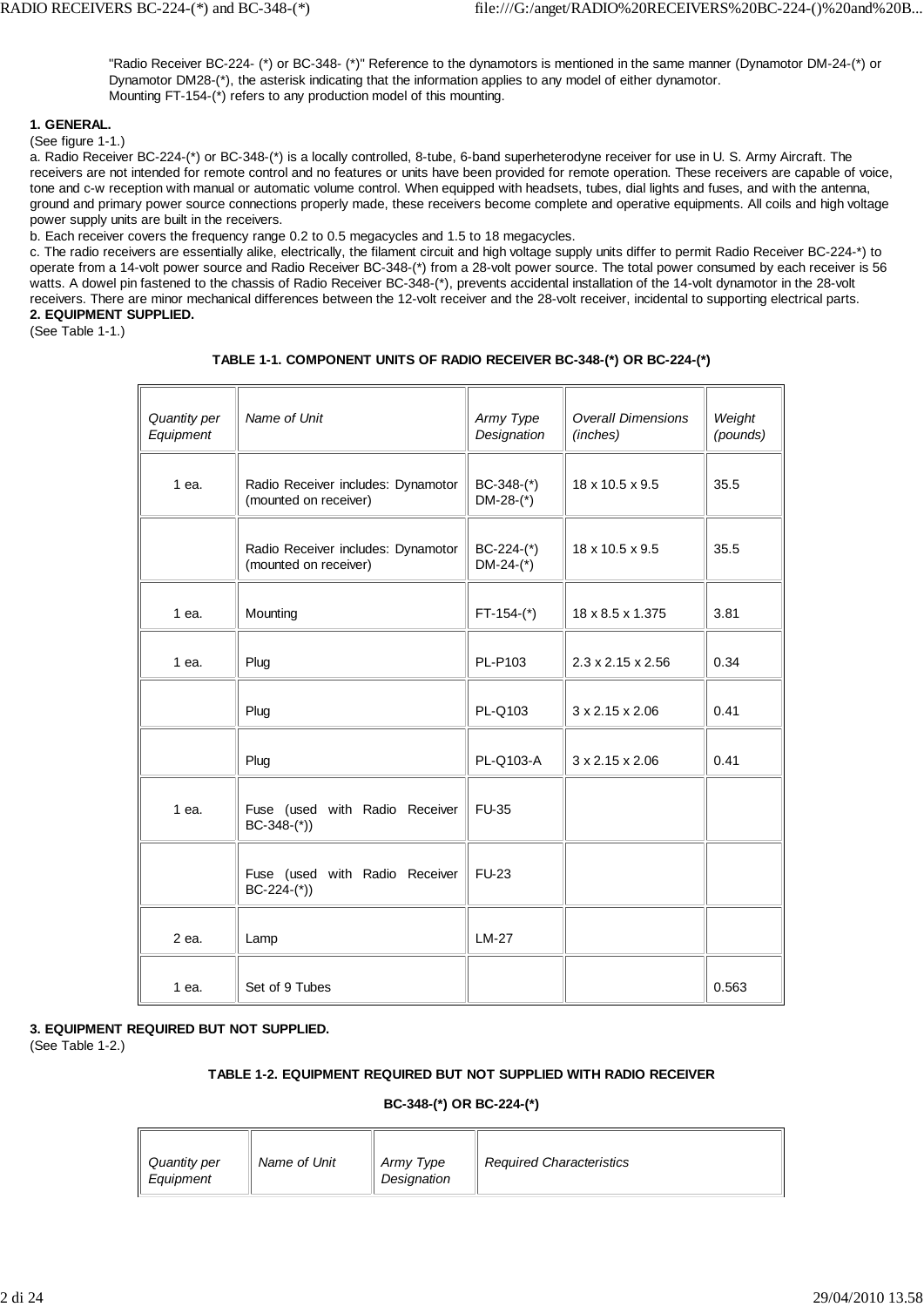"Radio Receiver BC-224- (*) or BC-348- (*)" Reference to the dynamotors is mentioned in the same manner (Dynamotor DM-24-(*) or Dynamotor DM28-(*), the asterisk indicating that the information applies to any model of either dynamotor.
Mounting FT-154-(*) refers to any production model of this mounting.

**1. GENERAL.**
(See figure 1-1.)
a. Radio Receiver BC-224-(*) or BC-348-(*) is a locally controlled, 8-tube, 6-band superheterodyne receiver for use in U. S. Army Aircraft. The receivers are not intended for remote control and no features or units have been provided for remote operation. These receivers are capable of voice, tone and c-w reception with manual or automatic volume control. When equipped with headsets, tubes, dial lights and fuses, and with the antenna, ground and primary power source connections properly made, these receivers become complete and operative equipments. All coils and high voltage power supply units are built in the receivers.
b. Each receiver covers the frequency range 0.2 to 0.5 megacycles and 1.5 to 18 megacycles.
c. The radio receivers are essentially alike, electrically, the filament circuit and high voltage supply units differ to permit Radio Receiver BC-224-*) to operate from a 14-volt power source and Radio Receiver BC-348-(*) from a 28-volt power source. The total power consumed by each receiver is 56 watts. A dowel pin fastened to the chassis of Radio Receiver BC-348-(*), prevents accidental installation of the 14-volt dynamotor in the 28-volt receivers. There are minor mechanical differences between the 12-volt receiver and the 28-volt receiver, incidental to supporting electrical parts.
**2. EQUIPMENT SUPPLIED.**
(See Table 1-1.)

**TABLE 1-1. COMPONENT UNITS OF RADIO RECEIVER BC-348-(*) OR BC-224-(*)**

| *Quantity per Equipment* | *Name of Unit* | *Army Type Designation* | *Overall Dimensions (inches)* | *Weight (pounds)* |
|---|---|---|---|---|
| 1 ea. | Radio Receiver includes: Dynamotor (mounted on receiver) | BC-348-(*) DM-28-(*) | 18 x 10.5 x 9.5 | 35.5 |
| | Radio Receiver includes: Dynamotor (mounted on receiver) | BC-224-(*) DM-24-(*) | 18 x 10.5 x 9.5 | 35.5 |
| 1 ea. | Mounting | FT-154-(*) | 18 x 8.5 x 1.375 | 3.81 |
| 1 ea. | Plug | PL-P103 | 2.3 x 2.15 x 2.56 | 0.34 |
| | Plug | PL-Q103 | 3 x 2.15 x 2.06 | 0.41 |
| | Plug | PL-Q103-A | 3 x 2.15 x 2.06 | 0.41 |
| 1 ea. | Fuse (used with Radio Receiver BC-348-(*)) | FU-35 | | |
| | Fuse (used with Radio Receiver BC-224-(*)) | FU-23 | | |
| 2 ea. | Lamp | LM-27 | | |
| 1 ea. | Set of 9 Tubes | | | 0.563 |

**3. EQUIPMENT REQUIRED BUT NOT SUPPLIED.**
(See Table 1-2.)

**TABLE 1-2. EQUIPMENT REQUIRED BUT NOT SUPPLIED WITH RADIO RECEIVER BC-348-(*) OR BC-224-(*)**

| *Quantity per Equipment* | *Name of Unit* | *Army Type Designation* | *Required Characteristics* |
|---|---|---|---|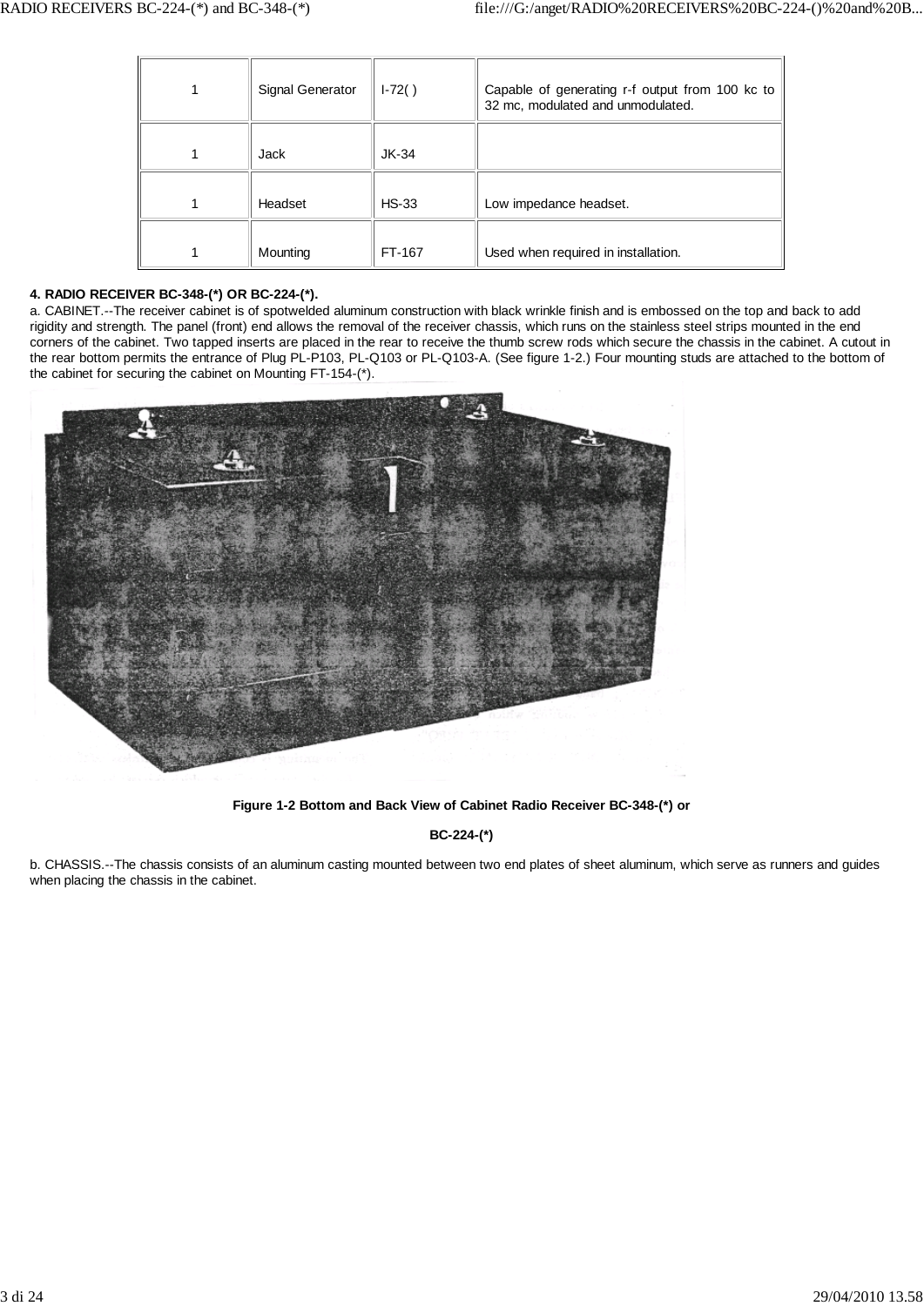| 1 | Signal Generator | I-72( ) | Capable of generating r-f output from 100 kc to 32 mc, modulated and unmodulated. |
|---|---|---|---|
| 1 | Jack | JK-34 | |
| 1 | Headset | HS-33 | Low impedance headset. |
| 1 | Mounting | FT-167 | Used when required in installation. |

**4. RADIO RECEIVER BC-348-(*) OR BC-224-(*).**

a. CABINET.--The receiver cabinet is of spotwelded aluminum construction with black wrinkle finish and is embossed on the top and back to add rigidity and strength. The panel (front) end allows the removal of the receiver chassis, which runs on the stainless steel strips mounted in the end corners of the cabinet. Two tapped inserts are placed in the rear to receive the thumb screw rods which secure the chassis in the cabinet. A cutout in the rear bottom permits the entrance of Plug PL-P103, PL-Q103 or PL-Q103-A. (See figure 1-2.) Four mounting studs are attached to the bottom of the cabinet for securing the cabinet on Mounting FT-154-(*).

**Figure 1-2 Bottom and Back View of Cabinet Radio Receiver BC-348-(*) or BC-224-(*)**

b. CHASSIS.--The chassis consists of an aluminum casting mounted between two end plates of sheet aluminum, which serve as runners and guides when placing the chassis in the cabinet.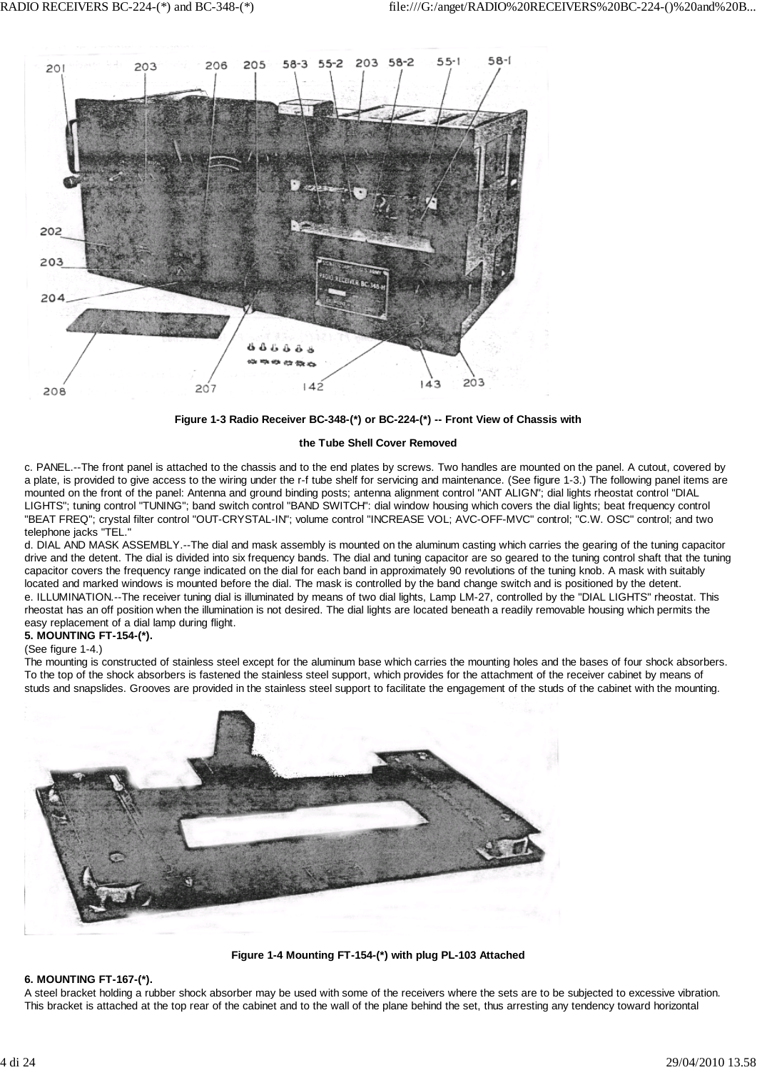Figure 1-3 Radio Receiver BC-348-(*) or BC-224-(*) -- Front View of Chassis with the Tube Shell Cover Removed

c. PANEL.--The front panel is attached to the chassis and to the end plates by screws. Two handles are mounted on the panel. A cutout, covered by a plate, is provided to give access to the wiring under the r-f tube shelf for servicing and maintenance. (See figure 1-3.) The following panel items are mounted on the front of the panel: Antenna and ground binding posts; antenna alignment control "ANT ALIGN"; dial lights rheostat control "DIAL LIGHTS"; tuning control "TUNING"; band switch control "BAND SWITCH": dial window housing which covers the dial lights; beat frequency control "BEAT FREQ"; crystal filter control "OUT-CRYSTAL-IN"; volume control "INCREASE VOL; AVC-OFF-MVC" control; "C.W. OSC" control; and two telephone jacks "TEL."

d. DIAL AND MASK ASSEMBLY.--The dial and mask assembly is mounted on the aluminum casting which carries the gearing of the tuning capacitor drive and the detent. The dial is divided into six frequency bands. The dial and tuning capacitor are so geared to the tuning control shaft that the tuning capacitor covers the frequency range indicated on the dial for each band in approximately 90 revolutions of the tuning knob. A mask with suitably located and marked windows is mounted before the dial. The mask is controlled by the band change switch and is positioned by the detent.

e. ILLUMINATION.--The receiver tuning dial is illuminated by means of two dial lights, Lamp LM-27, controlled by the "DIAL LIGHTS" rheostat. This rheostat has an off position when the illumination is not desired. The dial lights are located beneath a readily removable housing which permits the easy replacement of a dial lamp during flight.

**5. MOUNTING FT-154-(*).**

(See figure 1-4.)

The mounting is constructed of stainless steel except for the aluminum base which carries the mounting holes and the bases of four shock absorbers. To the top of the shock absorbers is fastened the stainless steel support, which provides for the attachment of the receiver cabinet by means of studs and snapslides. Grooves are provided in the stainless steel support to facilitate the engagement of the studs of the cabinet with the mounting.

Figure 1-4 Mounting FT-154-(*) with plug PL-103 Attached

**6. MOUNTING FT-167-(*).**

A steel bracket holding a rubber shock absorber may be used with some of the receivers where the sets are to be subjected to excessive vibration. This bracket is attached at the top rear of the cabinet and to the wall of the plane behind the set, thus arresting any tendency toward horizontal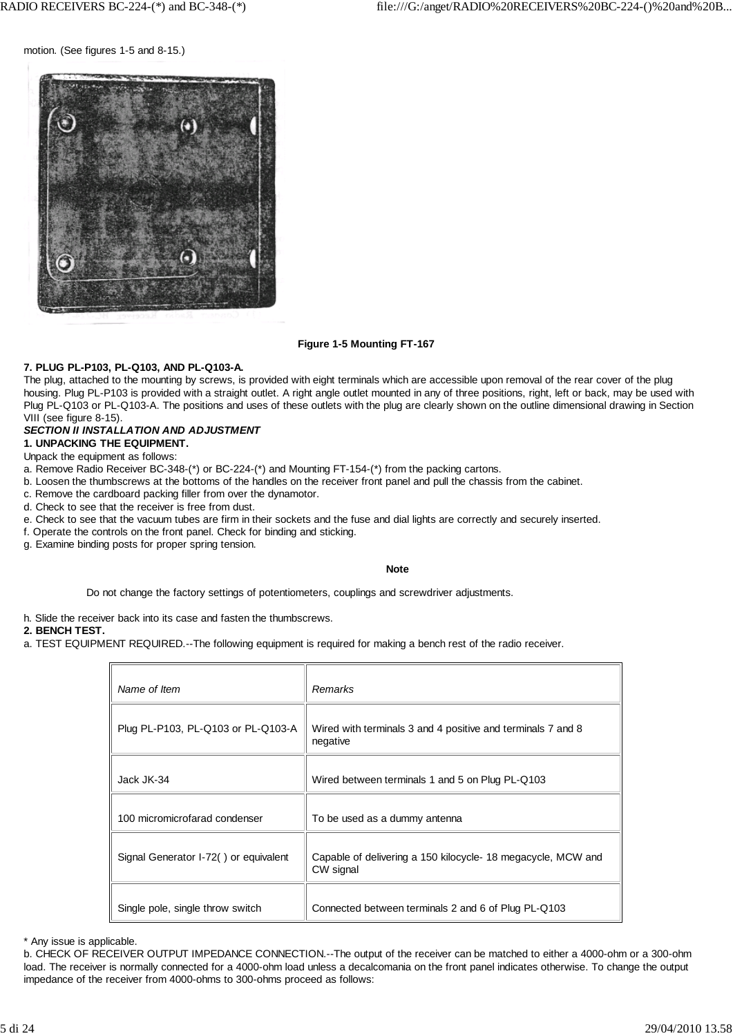motion. (See figures 1-5 and 8-15.)

Figure 1-5 Mounting FT-167

**7. PLUG PL-P103, PL-Q103, AND PL-Q103-A.**
The plug, attached to the mounting by screws, is provided with eight terminals which are accessible upon removal of the rear cover of the plug housing. Plug PL-P103 is provided with a straight outlet. A right angle outlet mounted in any of three positions, right, left or back, may be used with Plug PL-Q103 or PL-Q103-A. The positions and uses of these outlets with the plug are clearly shown on the outline dimensional drawing in Section VIII (see figure 8-15).

***SECTION II INSTALLATION AND ADJUSTMENT***

**1. UNPACKING THE EQUIPMENT.**
Unpack the equipment as follows:
a. Remove Radio Receiver BC-348-(*) or BC-224-(*) and Mounting FT-154-(*) from the packing cartons.
b. Loosen the thumbscrews at the bottoms of the handles on the receiver front panel and pull the chassis from the cabinet.
c. Remove the cardboard packing filler from over the dynamotor.
d. Check to see that the receiver is free from dust.
e. Check to see that the vacuum tubes are firm in their sockets and the fuse and dial lights are correctly and securely inserted.
f. Operate the controls on the front panel. Check for binding and sticking.
g. Examine binding posts for proper spring tension.

**Note**

Do not change the factory settings of potentiometers, couplings and screwdriver adjustments.

h. Slide the receiver back into its case and fasten the thumbscrews.

**2. BENCH TEST.**
a. TEST EQUIPMENT REQUIRED.--The following equipment is required for making a bench rest of the radio receiver.

| *Name of Item* | *Remarks* |
|---|---|
| Plug PL-P103, PL-Q103 or PL-Q103-A | Wired with terminals 3 and 4 positive and terminals 7 and 8 negative |
| Jack JK-34 | Wired between terminals 1 and 5 on Plug PL-Q103 |
| 100 micromicrofarad condenser | To be used as a dummy antenna |
| Signal Generator I-72( ) or equivalent | Capable of delivering a 150 kilocycle- 18 megacycle, MCW and CW signal |
| Single pole, single throw switch | Connected between terminals 2 and 6 of Plug PL-Q103 |

* Any issue is applicable.

b. CHECK OF RECEIVER OUTPUT IMPEDANCE CONNECTION.--The output of the receiver can be matched to either a 4000-ohm or a 300-ohm load. The receiver is normally connected for a 4000-ohm load unless a decalcomania on the front panel indicates otherwise. To change the output impedance of the receiver from 4000-ohms to 300-ohms proceed as follows: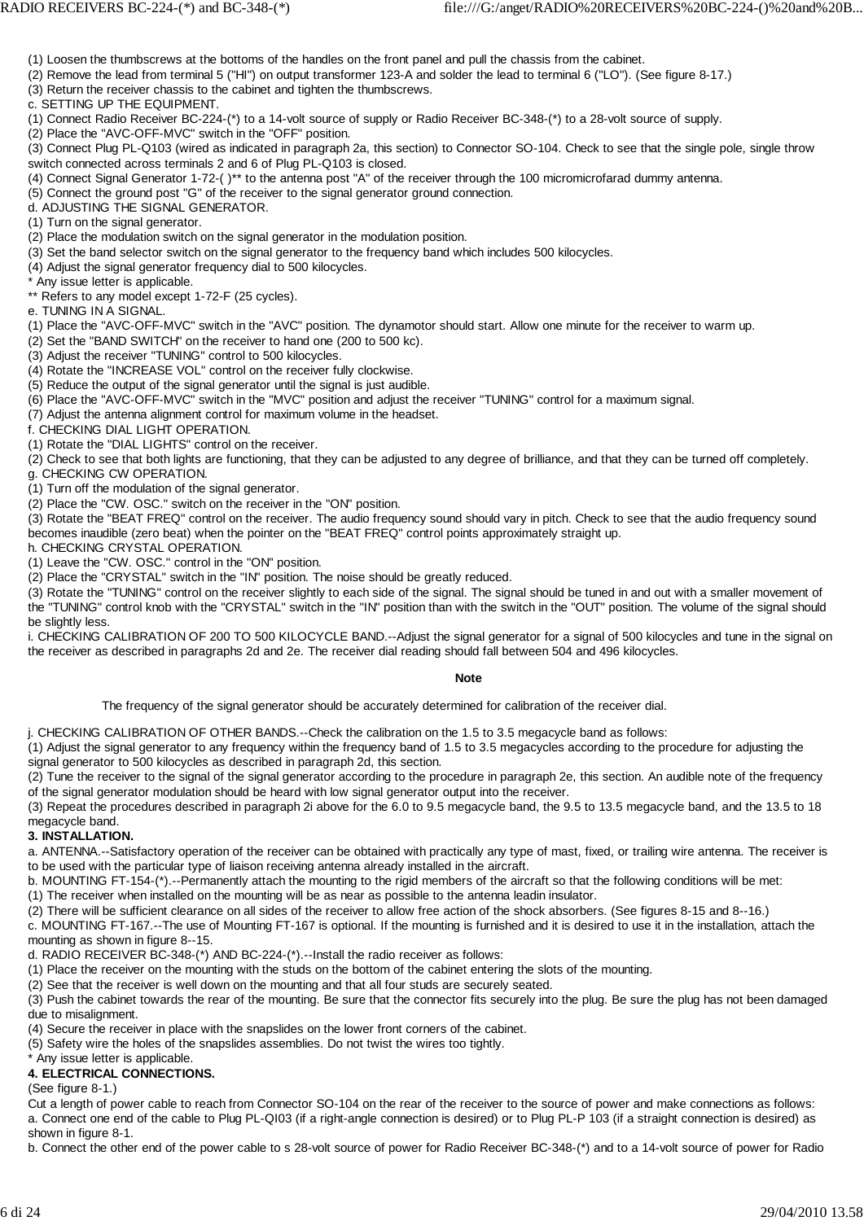(1) Loosen the thumbscrews at the bottoms of the handles on the front panel and pull the chassis from the cabinet.
(2) Remove the lead from terminal 5 ("HI") on output transformer 123-A and solder the lead to terminal 6 ("LO"). (See figure 8-17.)
(3) Return the receiver chassis to the cabinet and tighten the thumbscrews.
c. SETTING UP THE EQUIPMENT.
(1) Connect Radio Receiver BC-224-(*) to a 14-volt source of supply or Radio Receiver BC-348-(*) to a 28-volt source of supply.
(2) Place the "AVC-OFF-MVC" switch in the "OFF" position.
(3) Connect Plug PL-Q103 (wired as indicated in paragraph 2a, this section) to Connector SO-104. Check to see that the single pole, single throw switch connected across terminals 2 and 6 of Plug PL-Q103 is closed.
(4) Connect Signal Generator 1-72-( )** to the antenna post "A" of the receiver through the 100 micromicrofarad dummy antenna.
(5) Connect the ground post "G" of the receiver to the signal generator ground connection.
d. ADJUSTING THE SIGNAL GENERATOR.
(1) Turn on the signal generator.
(2) Place the modulation switch on the signal generator in the modulation position.
(3) Set the band selector switch on the signal generator to the frequency band which includes 500 kilocycles.
(4) Adjust the signal generator frequency dial to 500 kilocycles.
* Any issue letter is applicable.
** Refers to any model except 1-72-F (25 cycles).
e. TUNING IN A SIGNAL.
(1) Place the "AVC-OFF-MVC" switch in the "AVC" position. The dynamotor should start. Allow one minute for the receiver to warm up.
(2) Set the "BAND SWITCH" on the receiver to hand one (200 to 500 kc).
(3) Adjust the receiver "TUNING" control to 500 kilocycles.
(4) Rotate the "INCREASE VOL" control on the receiver fully clockwise.
(5) Reduce the output of the signal generator until the signal is just audible.
(6) Place the "AVC-OFF-MVC" switch in the "MVC" position and adjust the receiver "TUNING" control for a maximum signal.
(7) Adjust the antenna alignment control for maximum volume in the headset.
f. CHECKING DIAL LIGHT OPERATION.
(1) Rotate the "DIAL LIGHTS" control on the receiver.
(2) Check to see that both lights are functioning, that they can be adjusted to any degree of brilliance, and that they can be turned off completely.
g. CHECKING CW OPERATION.
(1) Turn off the modulation of the signal generator.
(2) Place the "CW. OSC." switch on the receiver in the "ON" position.
(3) Rotate the "BEAT FREQ" control on the receiver. The audio frequency sound should vary in pitch. Check to see that the audio frequency sound becomes inaudible (zero beat) when the pointer on the "BEAT FREQ" control points approximately straight up.
h. CHECKING CRYSTAL OPERATION.
(1) Leave the "CW. OSC." control in the "ON" position.
(2) Place the "CRYSTAL" switch in the "IN" position. The noise should be greatly reduced.
(3) Rotate the "TUNING" control on the receiver slightly to each side of the signal. The signal should be tuned in and out with a smaller movement of the "TUNING" control knob with the "CRYSTAL" switch in the "IN" position than with the switch in the "OUT" position. The volume of the signal should be slightly less.
i. CHECKING CALIBRATION OF 200 TO 500 KILOCYCLE BAND.--Adjust the signal generator for a signal of 500 kilocycles and tune in the signal on the receiver as described in paragraphs 2d and 2e. The receiver dial reading should fall between 504 and 496 kilocycles.

**Note**

The frequency of the signal generator should be accurately determined for calibration of the receiver dial.

j. CHECKING CALIBRATION OF OTHER BANDS.--Check the calibration on the 1.5 to 3.5 megacycle band as follows:
(1) Adjust the signal generator to any frequency within the frequency band of 1.5 to 3.5 megacycles according to the procedure for adjusting the signal generator to 500 kilocycles as described in paragraph 2d, this section.
(2) Tune the receiver to the signal of the signal generator according to the procedure in paragraph 2e, this section. An audible note of the frequency of the signal generator modulation should be heard with low signal generator output into the receiver.
(3) Repeat the procedures described in paragraph 2i above for the 6.0 to 9.5 megacycle band, the 9.5 to 13.5 megacycle band, and the 13.5 to 18 megacycle band.

**3. INSTALLATION.**

a. ANTENNA.--Satisfactory operation of the receiver can be obtained with practically any type of mast, fixed, or trailing wire antenna. The receiver is to be used with the particular type of liaison receiving antenna already installed in the aircraft.
b. MOUNTING FT-154-(*).--Permanently attach the mounting to the rigid members of the aircraft so that the following conditions will be met:
(1) The receiver when installed on the mounting will be as near as possible to the antenna leadin insulator.
(2) There will be sufficient clearance on all sides of the receiver to allow free action of the shock absorbers. (See figures 8-15 and 8--16.)
c. MOUNTING FT-167.--The use of Mounting FT-167 is optional. If the mounting is furnished and it is desired to use it in the installation, attach the mounting as shown in figure 8--15.
d. RADIO RECEIVER BC-348-(*) AND BC-224-(*).--Install the radio receiver as follows:
(1) Place the receiver on the mounting with the studs on the bottom of the cabinet entering the slots of the mounting.
(2) See that the receiver is well down on the mounting and that all four studs are securely seated.
(3) Push the cabinet towards the rear of the mounting. Be sure that the connector fits securely into the plug. Be sure the plug has not been damaged due to misalignment.
(4) Secure the receiver in place with the snapslides on the lower front corners of the cabinet.
(5) Safety wire the holes of the snapslides assemblies. Do not twist the wires too tightly.
* Any issue letter is applicable.

**4. ELECTRICAL CONNECTIONS.**

(See figure 8-1.)
Cut a length of power cable to reach from Connector SO-104 on the rear of the receiver to the source of power and make connections as follows:
a. Connect one end of the cable to Plug PL-QI03 (if a right-angle connection is desired) or to Plug PL-P 103 (if a straight connection is desired) as shown in figure 8-1.
b. Connect the other end of the power cable to s 28-volt source of power for Radio Receiver BC-348-(*) and to a 14-volt source of power for Radio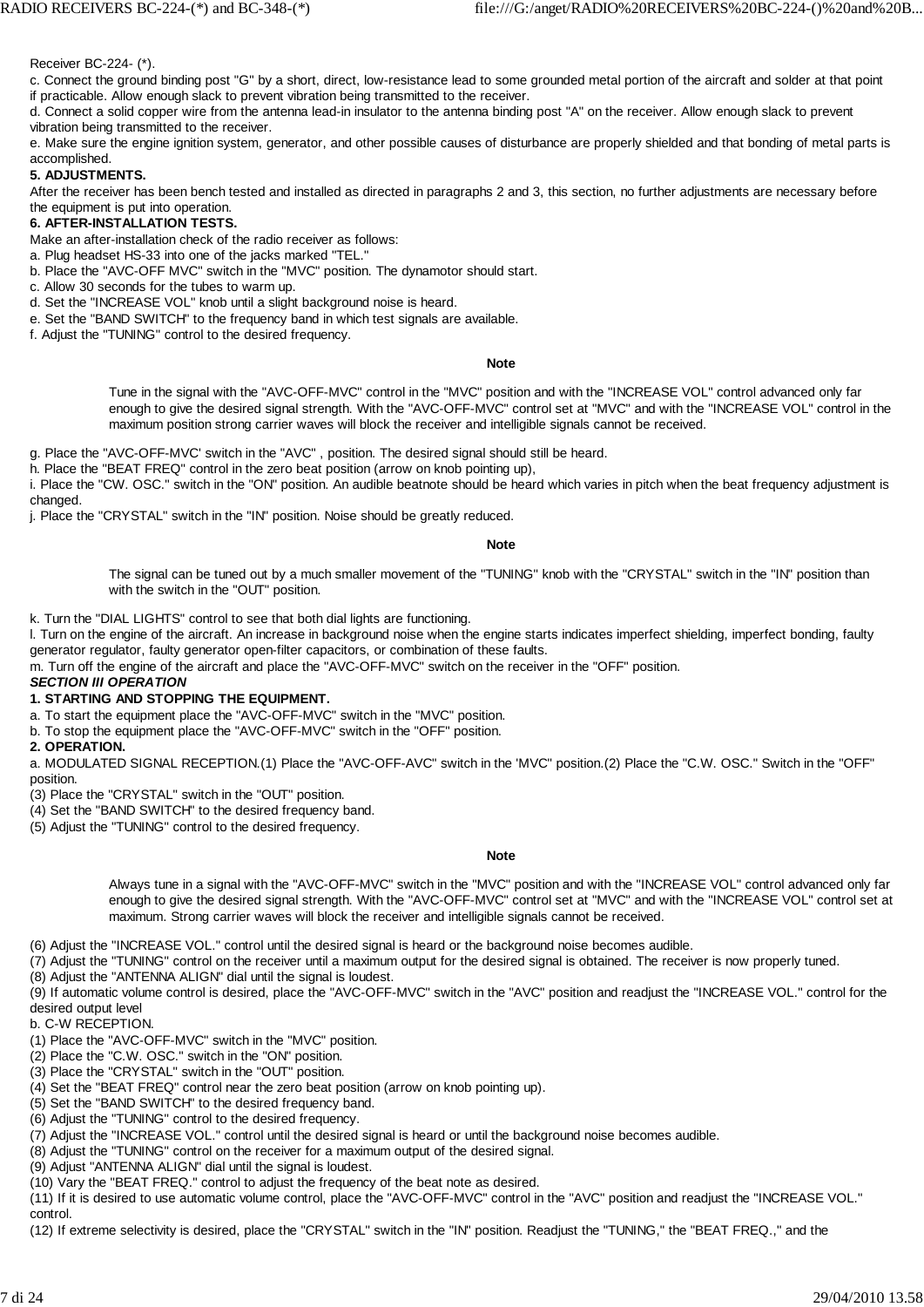Receiver BC-224- (*).

c. Connect the ground binding post "G" by a short, direct, low-resistance lead to some grounded metal portion of the aircraft and solder at that point if practicable. Allow enough slack to prevent vibration being transmitted to the receiver.

d. Connect a solid copper wire from the antenna lead-in insulator to the antenna binding post "A" on the receiver. Allow enough slack to prevent vibration being transmitted to the receiver.

e. Make sure the engine ignition system, generator, and other possible causes of disturbance are properly shielded and that bonding of metal parts is accomplished.

**5. ADJUSTMENTS.**

After the receiver has been bench tested and installed as directed in paragraphs 2 and 3, this section, no further adjustments are necessary before the equipment is put into operation.

**6. AFTER-INSTALLATION TESTS.**

Make an after-installation check of the radio receiver as follows:

a. Plug headset HS-33 into one of the jacks marked "TEL."

b. Place the "AVC-OFF MVC" switch in the "MVC" position. The dynamotor should start.

c. Allow 30 seconds for the tubes to warm up.

d. Set the "INCREASE VOL" knob until a slight background noise is heard.

e. Set the "BAND SWITCH" to the frequency band in which test signals are available.

f. Adjust the "TUNING" control to the desired frequency.

**Note**

> Tune in the signal with the "AVC-OFF-MVC" control in the "MVC" position and with the "INCREASE VOL" control advanced only far enough to give the desired signal strength. With the "AVC-OFF-MVC" control set at "MVC" and with the "INCREASE VOL" control in the maximum position strong carrier waves will block the receiver and intelligible signals cannot be received.

g. Place the "AVC-OFF-MVC' switch in the "AVC" , position. The desired signal should still be heard.

h. Place the "BEAT FREQ" control in the zero beat position (arrow on knob pointing up),

i. Place the "CW. OSC." switch in the "ON" position. An audible beatnote should be heard which varies in pitch when the beat frequency adjustment is changed.

j. Place the "CRYSTAL" switch in the "IN" position. Noise should be greatly reduced.

**Note**

> The signal can be tuned out by a much smaller movement of the "TUNING" knob with the "CRYSTAL" switch in the "IN" position than with the switch in the "OUT" position.

k. Turn the "DIAL LIGHTS" control to see that both dial lights are functioning.

l. Turn on the engine of the aircraft. An increase in background noise when the engine starts indicates imperfect shielding, imperfect bonding, faulty generator regulator, faulty generator open-filter capacitors, or combination of these faults.

m. Turn off the engine of the aircraft and place the "AVC-OFF-MVC" switch on the receiver in the "OFF" position.

***SECTION III OPERATION***

**1. STARTING AND STOPPING THE EQUIPMENT.**

a. To start the equipment place the "AVC-OFF-MVC" switch in the "MVC" position.

b. To stop the equipment place the "AVC-OFF-MVC" switch in the "OFF" position.

**2. OPERATION.**

a. MODULATED SIGNAL RECEPTION.(1) Place the "AVC-OFF-AVC" switch in the 'MVC" position.(2) Place the "C.W. OSC." Switch in the "OFF" position.

(3) Place the "CRYSTAL" switch in the "OUT" position.

(4) Set the "BAND SWITCH" to the desired frequency band.

(5) Adjust the "TUNING" control to the desired frequency.

**Note**

> Always tune in a signal with the "AVC-OFF-MVC" switch in the "MVC" position and with the "INCREASE VOL" control advanced only far enough to give the desired signal strength. With the "AVC-OFF-MVC" control set at "MVC" and with the "INCREASE VOL" control set at maximum. Strong carrier waves will block the receiver and intelligible signals cannot be received.

(6) Adjust the "INCREASE VOL." control until the desired signal is heard or the background noise becomes audible.

(7) Adjust the "TUNING" control on the receiver until a maximum output for the desired signal is obtained. The receiver is now properly tuned.

(8) Adjust the "ANTENNA ALIGN" dial until the signal is loudest.

(9) If automatic volume control is desired, place the "AVC-OFF-MVC" switch in the "AVC" position and readjust the "INCREASE VOL." control for the desired output level

b. C-W RECEPTION.

(1) Place the "AVC-OFF-MVC" switch in the "MVC" position.

(2) Place the "C.W. OSC." switch in the "ON" position.

(3) Place the "CRYSTAL" switch in the "OUT" position.

(4) Set the "BEAT FREQ" control near the zero beat position (arrow on knob pointing up).

(5) Set the "BAND SWITCH" to the desired frequency band.

(6) Adjust the "TUNING" control to the desired frequency.

(7) Adjust the "INCREASE VOL." control until the desired signal is heard or until the background noise becomes audible.

(8) Adjust the "TUNING" control on the receiver for a maximum output of the desired signal.

(9) Adjust "ANTENNA ALIGN" dial until the signal is loudest.

(10) Vary the "BEAT FREQ." control to adjust the frequency of the beat note as desired.

(11) If it is desired to use automatic volume control, place the "AVC-OFF-MVC" control in the "AVC" position and readjust the "INCREASE VOL." control.

(12) If extreme selectivity is desired, place the "CRYSTAL" switch in the "IN" position. Readjust the "TUNING," the "BEAT FREQ.," and the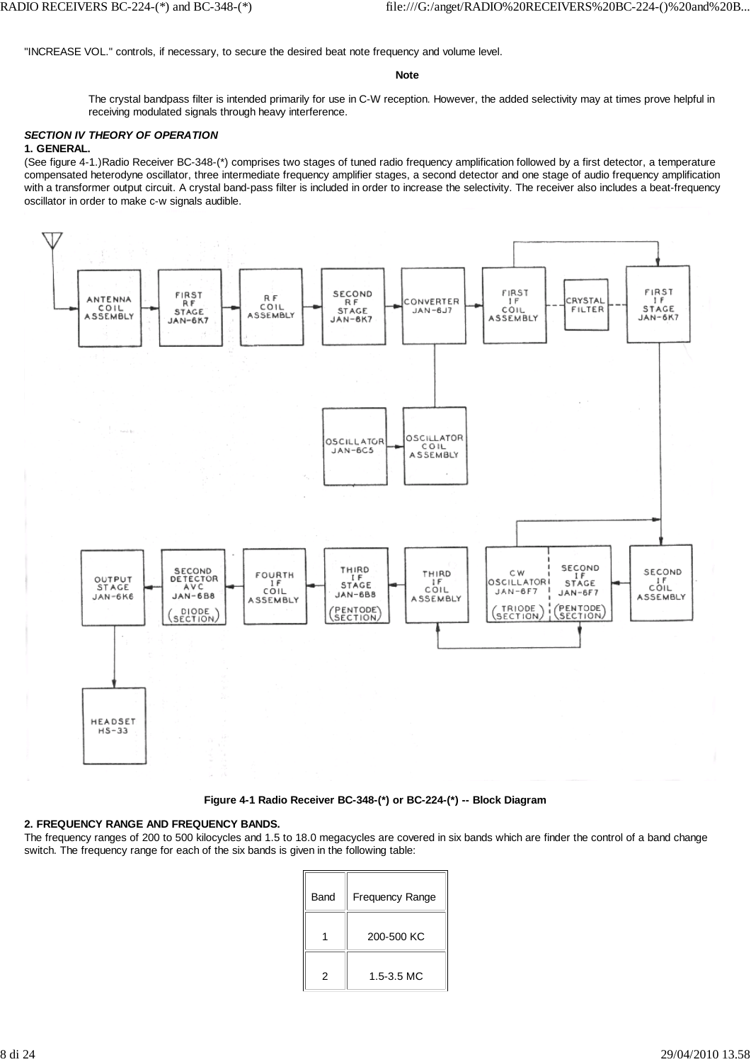"INCREASE VOL." controls, if necessary, to secure the desired beat note frequency and volume level.

**Note**

> The crystal bandpass filter is intended primarily for use in C-W reception. However, the added selectivity may at times prove helpful in receiving modulated signals through heavy interference.

***SECTION IV THEORY OF OPERATION***

**1. GENERAL.**

(See figure 4-1.)Radio Receiver BC-348-(*) comprises two stages of tuned radio frequency amplification followed by a first detector, a temperature compensated heterodyne oscillator, three intermediate frequency amplifier stages, a second detector and one stage of audio frequency amplification with a transformer output circuit. A crystal band-pass filter is included in order to increase the selectivity. The receiver also includes a beat-frequency oscillator in order to make c-w signals audible.

**Figure 4-1 Radio Receiver BC-348-(*) or BC-224-(*) -- Block Diagram**

**2. FREQUENCY RANGE AND FREQUENCY BANDS.**

The frequency ranges of 200 to 500 kilocycles and 1.5 to 18.0 megacycles are covered in six bands which are finder the control of a band change switch. The frequency range for each of the six bands is given in the following table:

| Band | Frequency Range |
|---|---|
| 1 | 200-500 KC |
| 2 | 1.5-3.5 MC |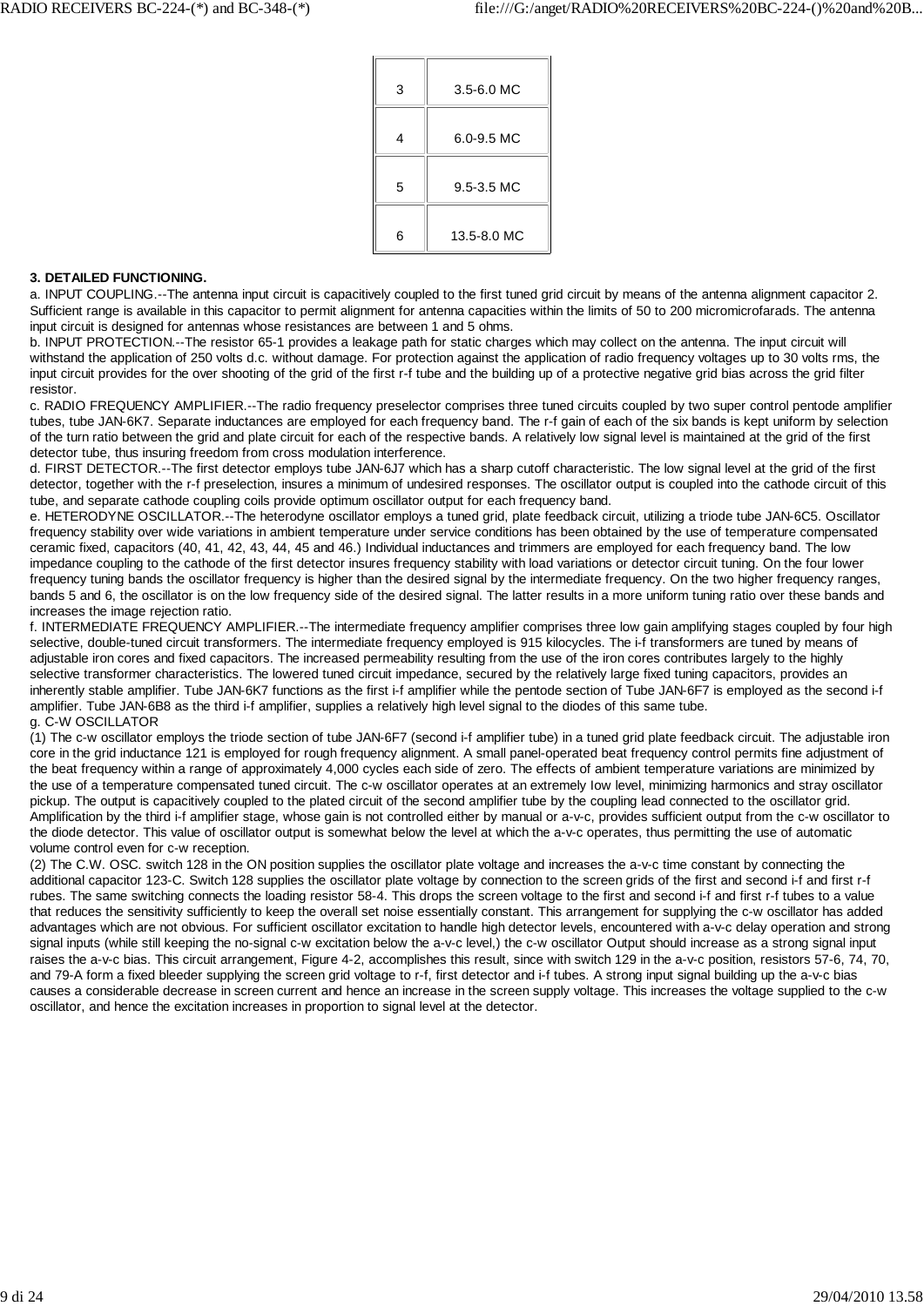| | |
|---|---|
| 3 | 3.5-6.0 MC |
| 4 | 6.0-9.5 MC |
| 5 | 9.5-3.5 MC |
| 6 | 13.5-8.0 MC |

**3. DETAILED FUNCTIONING.**

a. INPUT COUPLING.--The antenna input circuit is capacitively coupled to the first tuned grid circuit by means of the antenna alignment capacitor 2. Sufficient range is available in this capacitor to permit alignment for antenna capacities within the limits of 50 to 200 micromicrofarads. The antenna input circuit is designed for antennas whose resistances are between 1 and 5 ohms.

b. INPUT PROTECTION.--The resistor 65-1 provides a leakage path for static charges which may collect on the antenna. The input circuit will withstand the application of 250 volts d.c. without damage. For protection against the application of radio frequency voltages up to 30 volts rms, the input circuit provides for the over shooting of the grid of the first r-f tube and the building up of a protective negative grid bias across the grid filter resistor.

c. RADIO FREQUENCY AMPLIFIER.--The radio frequency preselector comprises three tuned circuits coupled by two super control pentode amplifier tubes, tube JAN-6K7. Separate inductances are employed for each frequency band. The r-f gain of each of the six bands is kept uniform by selection of the turn ratio between the grid and plate circuit for each of the respective bands. A relatively low signal level is maintained at the grid of the first detector tube, thus insuring freedom from cross modulation interference.

d. FIRST DETECTOR.--The first detector employs tube JAN-6J7 which has a sharp cutoff characteristic. The low signal level at the grid of the first detector, together with the r-f preselection, insures a minimum of undesired responses. The oscillator output is coupled into the cathode circuit of this tube, and separate cathode coupling coils provide optimum oscillator output for each frequency band.

e. HETERODYNE OSCILLATOR.--The heterodyne oscillator employs a tuned grid, plate feedback circuit, utilizing a triode tube JAN-6C5. Oscillator frequency stability over wide variations in ambient temperature under service conditions has been obtained by the use of temperature compensated ceramic fixed, capacitors (40, 41, 42, 43, 44, 45 and 46.) Individual inductances and trimmers are employed for each frequency band. The low impedance coupling to the cathode of the first detector insures frequency stability with load variations or detector circuit tuning. On the four lower frequency tuning bands the oscillator frequency is higher than the desired signal by the intermediate frequency. On the two higher frequency ranges, bands 5 and 6, the oscillator is on the low frequency side of the desired signal. The latter results in a more uniform tuning ratio over these bands and increases the image rejection ratio.

f. INTERMEDIATE FREQUENCY AMPLIFIER.--The intermediate frequency amplifier comprises three low gain amplifying stages coupled by four high selective, double-tuned circuit transformers. The intermediate frequency employed is 915 kilocycles. The i-f transformers are tuned by means of adjustable iron cores and fixed capacitors. The increased permeability resulting from the use of the iron cores contributes largely to the highly selective transformer characteristics. The lowered tuned circuit impedance, secured by the relatively large fixed tuning capacitors, provides an inherently stable amplifier. Tube JAN-6K7 functions as the first i-f amplifier while the pentode section of Tube JAN-6F7 is employed as the second i-f amplifier. Tube JAN-6B8 as the third i-f amplifier, supplies a relatively high level signal to the diodes of this same tube.

g. C-W OSCILLATOR

(1) The c-w oscillator employs the triode section of tube JAN-6F7 (second i-f amplifier tube) in a tuned grid plate feedback circuit. The adjustable iron core in the grid inductance 121 is employed for rough frequency alignment. A small panel-operated beat frequency control permits fine adjustment of the beat frequency within a range of approximately 4,000 cycles each side of zero. The effects of ambient temperature variations are minimized by the use of a temperature compensated tuned circuit. The c-w oscillator operates at an extremely low level, minimizing harmonics and stray oscillator pickup. The output is capacitively coupled to the plated circuit of the second amplifier tube by the coupling lead connected to the oscillator grid. Amplification by the third i-f amplifier stage, whose gain is not controlled either by manual or a-v-c, provides sufficient output from the c-w oscillator to the diode detector. This value of oscillator output is somewhat below the level at which the a-v-c operates, thus permitting the use of automatic volume control even for c-w reception.

(2) The C.W. OSC. switch 128 in the ON position supplies the oscillator plate voltage and increases the a-v-c time constant by connecting the additional capacitor 123-C. Switch 128 supplies the oscillator plate voltage by connection to the screen grids of the first and second i-f and first r-f rubes. The same switching connects the loading resistor 58-4. This drops the screen voltage to the first and second i-f and first r-f tubes to a value that reduces the sensitivity sufficiently to keep the overall set noise essentially constant. This arrangement for supplying the c-w oscillator has added advantages which are not obvious. For sufficient oscillator excitation to handle high detector levels, encountered with a-v-c delay operation and strong signal inputs (while still keeping the no-signal c-w excitation below the a-v-c level,) the c-w oscillator Output should increase as a strong signal input raises the a-v-c bias. This circuit arrangement, Figure 4-2, accomplishes this result, since with switch 129 in the a-v-c position, resistors 57-6, 74, 70, and 79-A form a fixed bleeder supplying the screen grid voltage to r-f, first detector and i-f tubes. A strong input signal building up the a-v-c bias causes a considerable decrease in screen current and hence an increase in the screen supply voltage. This increases the voltage supplied to the c-w oscillator, and hence the excitation increases in proportion to signal level at the detector.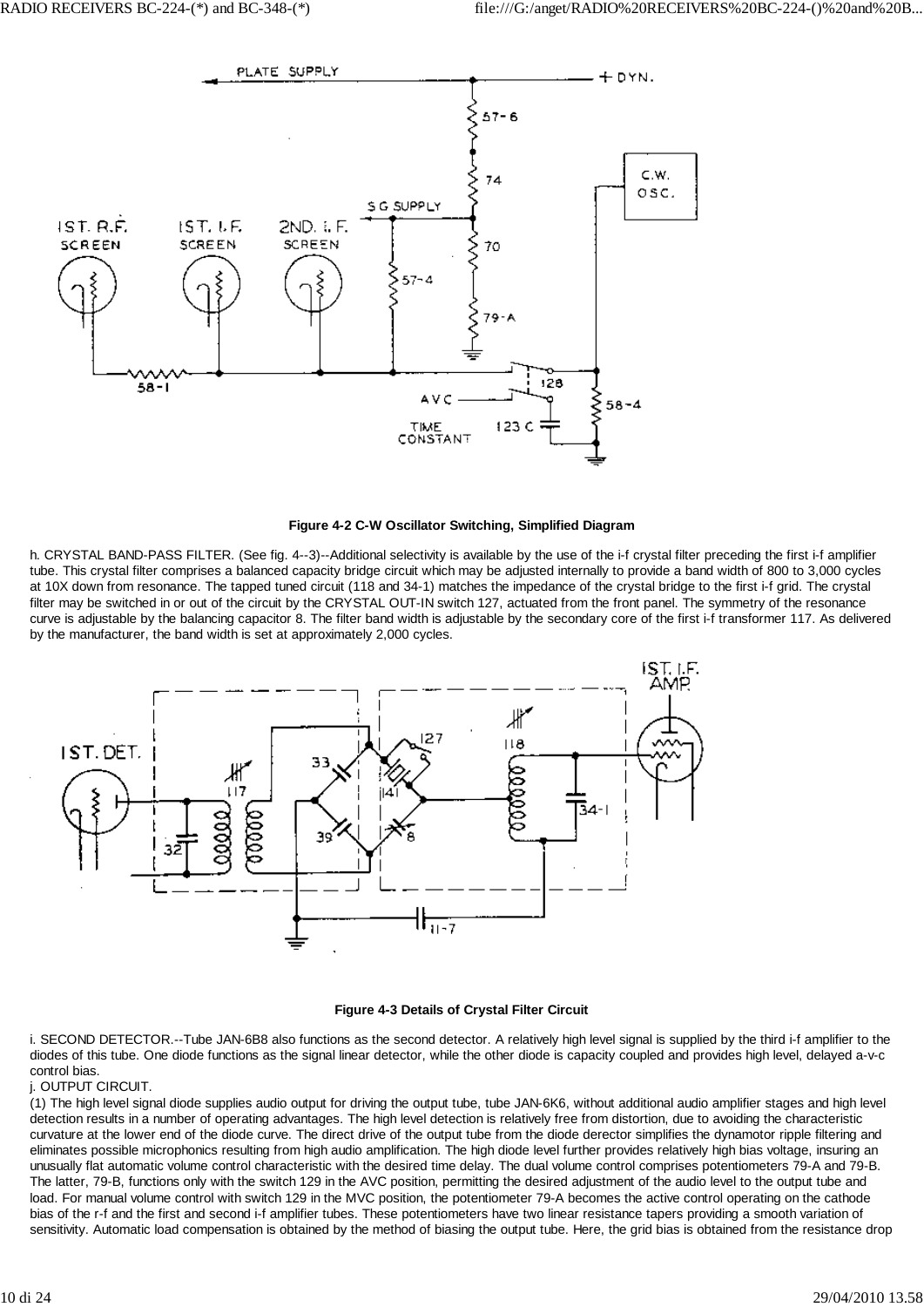**Figure 4-2 C-W Oscillator Switching, Simplified Diagram**

h. CRYSTAL BAND-PASS FILTER. (See fig. 4--3)--Additional selectivity is available by the use of the i-f crystal filter preceding the first i-f amplifier tube. This crystal filter comprises a balanced capacity bridge circuit which may be adjusted internally to provide a band width of 800 to 3,000 cycles at 10X down from resonance. The tapped tuned circuit (118 and 34-1) matches the impedance of the crystal bridge to the first i-f grid. The crystal filter may be switched in or out of the circuit by the CRYSTAL OUT-IN switch 127, actuated from the front panel. The symmetry of the resonance curve is adjustable by the balancing capacitor 8. The filter band width is adjustable by the secondary core of the first i-f transformer 117. As delivered by the manufacturer, the band width is set at approximately 2,000 cycles.

**Figure 4-3 Details of Crystal Filter Circuit**

i. SECOND DETECTOR.--Tube JAN-6B8 also functions as the second detector. A relatively high level signal is supplied by the third i-f amplifier to the diodes of this tube. One diode functions as the signal linear detector, while the other diode is capacity coupled and provides high level, delayed a-v-c control bias.

j. OUTPUT CIRCUIT.

(1) The high level signal diode supplies audio output for driving the output tube, tube JAN-6K6, without additional audio amplifier stages and high level detection results in a number of operating advantages. The high level detection is relatively free from distortion, due to avoiding the characteristic curvature at the lower end of the diode curve. The direct drive of the output tube from the diode derector simplifies the dynamotor ripple filtering and eliminates possible microphonics resulting from high audio amplification. The high diode level further provides relatively high bias voltage, insuring an unusually flat automatic volume control characteristic with the desired time delay. The dual volume control comprises potentiometers 79-A and 79-B. The latter, 79-B, functions only with the switch 129 in the AVC position, permitting the desired adjustment of the audio level to the output tube and load. For manual volume control with switch 129 in the MVC position, the potentiometer 79-A becomes the active control operating on the cathode bias of the r-f and the first and second i-f amplifier tubes. These potentiometers have two linear resistance tapers providing a smooth variation of sensitivity. Automatic load compensation is obtained by the method of biasing the output tube. Here, the grid bias is obtained from the resistance drop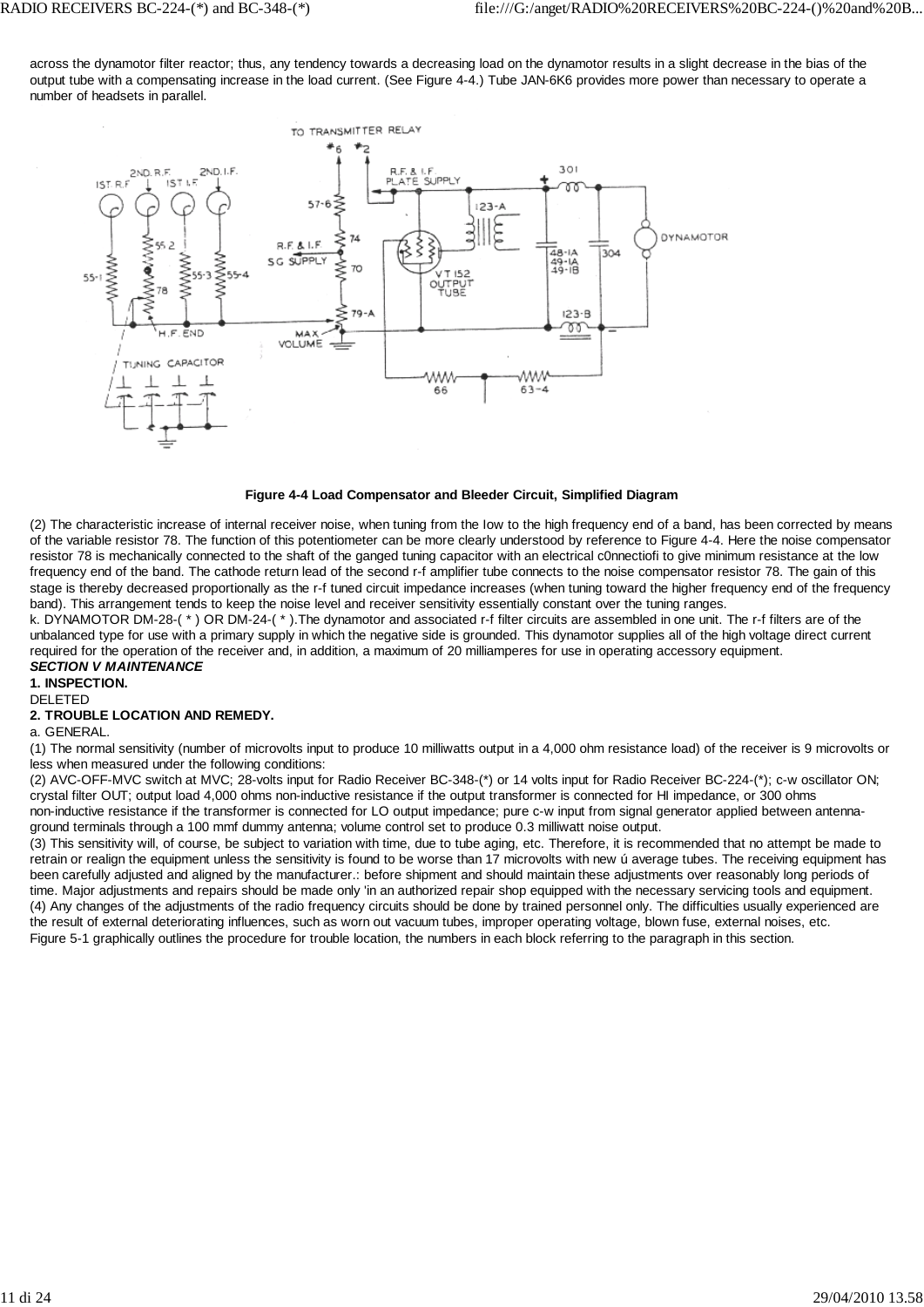across the dynamotor filter reactor; thus, any tendency towards a decreasing load on the dynamotor results in a slight decrease in the bias of the output tube with a compensating increase in the load current. (See Figure 4-4.) Tube JAN-6K6 provides more power than necessary to operate a number of headsets in parallel.

**Figure 4-4 Load Compensator and Bleeder Circuit, Simplified Diagram**

(2) The characteristic increase of internal receiver noise, when tuning from the low to the high frequency end of a band, has been corrected by means of the variable resistor 78. The function of this potentiometer can be more clearly understood by reference to Figure 4-4. Here the noise compensator resistor 78 is mechanically connected to the shaft of the ganged tuning capacitor with an electrical c0nnectiofi to give minimum resistance at the low frequency end of the band. The cathode return lead of the second r-f amplifier tube connects to the noise compensator resistor 78. The gain of this stage is thereby decreased proportionally as the r-f tuned circuit impedance increases (when tuning toward the higher frequency end of the frequency band). This arrangement tends to keep the noise level and receiver sensitivity essentially constant over the tuning ranges.

k. DYNAMOTOR DM-28-( * ) OR DM-24-( * ).The dynamotor and associated r-f filter circuits are assembled in one unit. The r-f filters are of the unbalanced type for use with a primary supply in which the negative side is grounded. This dynamotor supplies all of the high voltage direct current required for the operation of the receiver and, in addition, a maximum of 20 milliamperes for use in operating accessory equipment.

***SECTION V MAINTENANCE***

**1. INSPECTION.**

DELETED

**2. TROUBLE LOCATION AND REMEDY.**

a. GENERAL.

(1) The normal sensitivity (number of microvolts input to produce 10 milliwatts output in a 4,000 ohm resistance load) of the receiver is 9 microvolts or less when measured under the following conditions:

(2) AVC-OFF-MVC switch at MVC; 28-volts input for Radio Receiver BC-348-(*) or 14 volts input for Radio Receiver BC-224-(*); c-w oscillator ON; crystal filter OUT; output load 4,000 ohms non-inductive resistance if the output transformer is connected for HI impedance, or 300 ohms non-inductive resistance if the transformer is connected for LO output impedance; pure c-w input from signal generator applied between antenna-ground terminals through a 100 mmf dummy antenna; volume control set to produce 0.3 milliwatt noise output.

(3) This sensitivity will, of course, be subject to variation with time, due to tube aging, etc. Therefore, it is recommended that no attempt be made to retrain or realign the equipment unless the sensitivity is found to be worse than 17 microvolts with new ú average tubes. The receiving equipment has been carefully adjusted and aligned by the manufacturer.: before shipment and should maintain these adjustments over reasonably long periods of time. Major adjustments and repairs should be made only 'in an authorized repair shop equipped with the necessary servicing tools and equipment.

(4) Any changes of the adjustments of the radio frequency circuits should be done by trained personnel only. The difficulties usually experienced are the result of external deteriorating influences, such as worn out vacuum tubes, improper operating voltage, blown fuse, external noises, etc.

Figure 5-1 graphically outlines the procedure for trouble location, the numbers in each block referring to the paragraph in this section.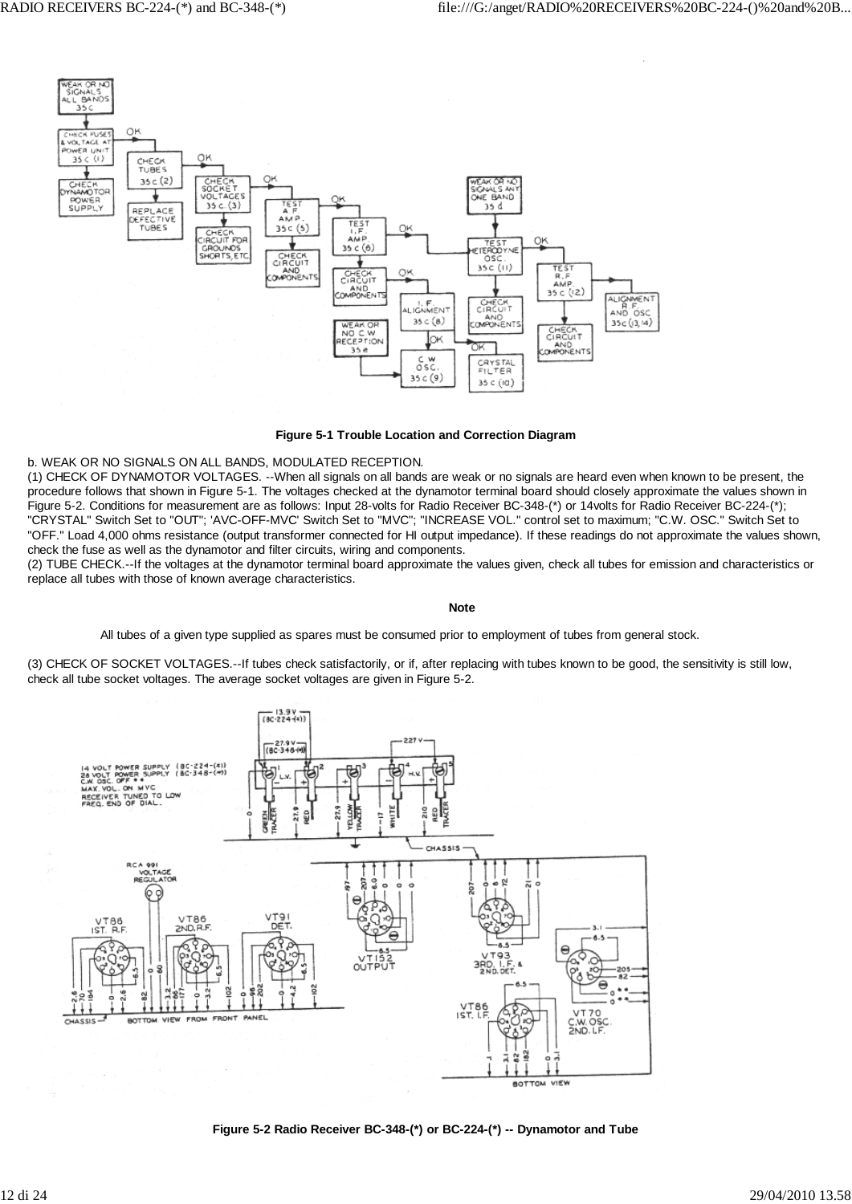Figure 5-1 Trouble Location and Correction Diagram

b. WEAK OR NO SIGNALS ON ALL BANDS, MODULATED RECEPTION.

(1) CHECK OF DYNAMOTOR VOLTAGES. --When all signals on all bands are weak or no signals are heard even when known to be present, the procedure follows that shown in Figure 5-1. The voltages checked at the dynamotor terminal board should closely approximate the values shown in Figure 5-2. Conditions for measurement are as follows: Input 28-volts for Radio Receiver BC-348-(*) or 14volts for Radio Receiver BC-224-(*); "CRYSTAL" Switch Set to "OUT"; 'AVC-OFF-MVC' Switch Set to "MVC"; "INCREASE VOL." control set to maximum; "C.W. OSC." Switch Set to "OFF." Load 4,000 ohms resistance (output transformer connected for HI output impedance). If these readings do not approximate the values shown, check the fuse as well as the dynamotor and filter circuits, wiring and components.

(2) TUBE CHECK.--If the voltages at the dynamotor terminal board approximate the values given, check all tubes for emission and characteristics or replace all tubes with those of known average characteristics.

**Note**

All tubes of a given type supplied as spares must be consumed prior to employment of tubes from general stock.

(3) CHECK OF SOCKET VOLTAGES.--If tubes check satisfactorily, or if, after replacing with tubes known to be good, the sensitivity is still low, check all tube socket voltages. The average socket voltages are given in Figure 5-2.

Figure 5-2 Radio Receiver BC-348-(*) or BC-224-(*) -- Dynamotor and Tube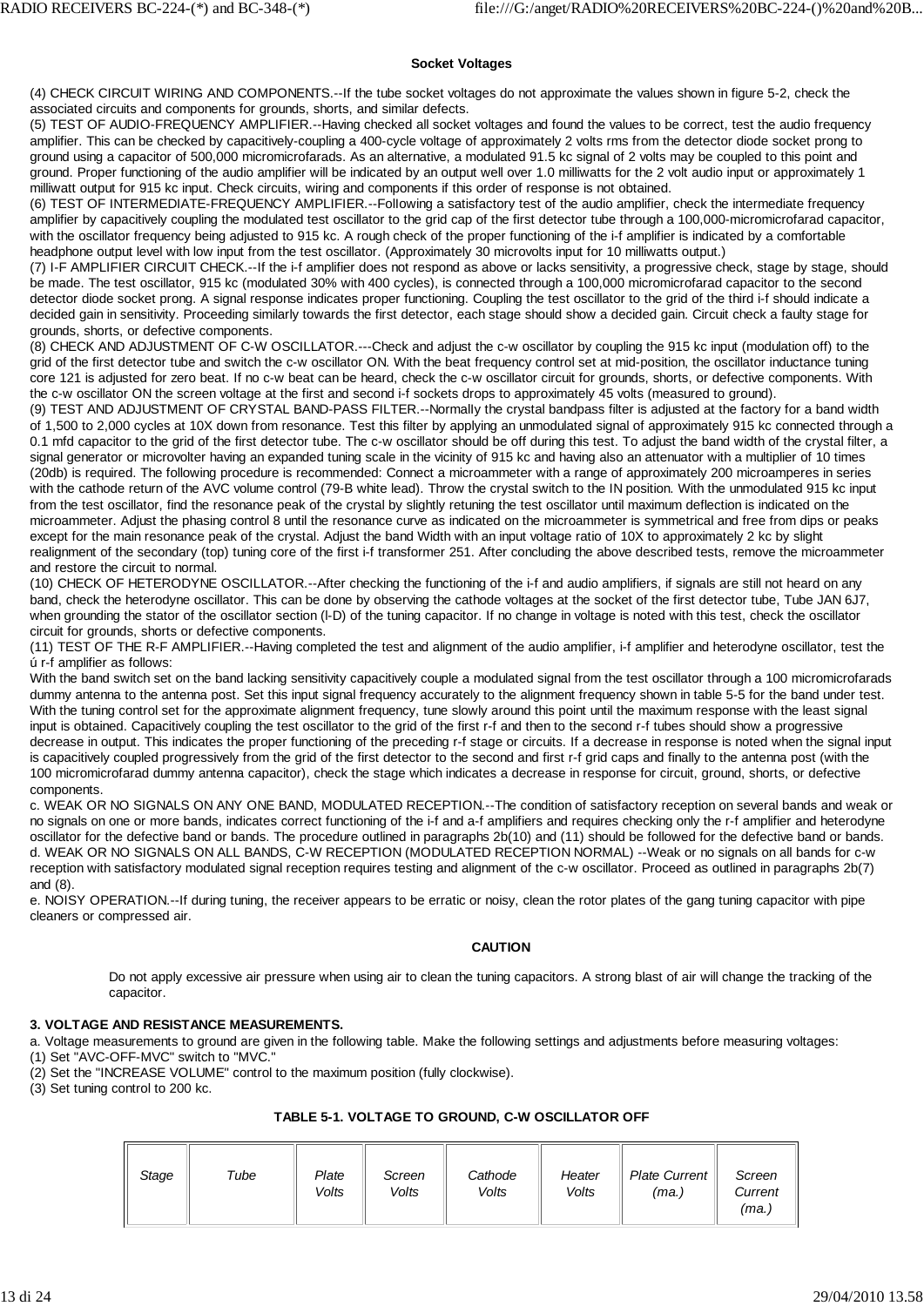**Socket Voltages**

(4) CHECK CIRCUIT WIRING AND COMPONENTS.--If the tube socket voltages do not approximate the values shown in figure 5-2, check the associated circuits and components for grounds, shorts, and similar defects.
(5) TEST OF AUDIO-FREQUENCY AMPLIFIER.--Having checked all socket voltages and found the values to be correct, test the audio frequency amplifier. This can be checked by capacitively-coupling a 400-cycle voltage of approximately 2 volts rms from the detector diode socket prong to ground using a capacitor of 500,000 micromicrofarads. As an alternative, a modulated 91.5 kc signal of 2 volts may be coupled to this point and ground. Proper functioning of the audio amplifier will be indicated by an output well over 1.0 milliwatts for the 2 volt audio input or approximately 1 milliwatt output for 915 kc input. Check circuits, wiring and components if this order of response is not obtained.
(6) TEST OF INTERMEDIATE-FREQUENCY AMPLIFIER.--Following a satisfactory test of the audio amplifier, check the intermediate frequency amplifier by capacitively coupling the modulated test oscillator to the grid cap of the first detector tube through a 100,000-micromicrofarad capacitor, with the oscillator frequency being adjusted to 915 kc. A rough check of the proper functioning of the i-f amplifier is indicated by a comfortable headphone output level with low input from the test oscillator. (Approximately 30 microvolts input for 10 milliwatts output.)
(7) I-F AMPLIFIER CIRCUIT CHECK.--If the i-f amplifier does not respond as above or lacks sensitivity, a progressive check, stage by stage, should be made. The test oscillator, 915 kc (modulated 30% with 400 cycles), is connected through a 100,000 micromicrofarad capacitor to the second detector diode socket prong. A signal response indicates proper functioning. Coupling the test oscillator to the grid of the third i-f should indicate a decided gain in sensitivity. Proceeding similarly towards the first detector, each stage should show a decided gain. Circuit check a faulty stage for grounds, shorts, or defective components.
(8) CHECK AND ADJUSTMENT OF C-W OSCILLATOR.---Check and adjust the c-w oscillator by coupling the 915 kc input (modulation off) to the grid of the first detector tube and switch the c-w oscillator ON. With the beat frequency control set at mid-position, the oscillator inductance tuning core 121 is adjusted for zero beat. If no c-w beat can be heard, check the c-w oscillator circuit for grounds, shorts, or defective components. With the c-w oscillator ON the screen voltage at the first and second i-f sockets drops to approximately 45 volts (measured to ground).
(9) TEST AND ADJUSTMENT OF CRYSTAL BAND-PASS FILTER.--Normally the crystal bandpass filter is adjusted at the factory for a band width of 1,500 to 2,000 cycles at 10X down from resonance. Test this filter by applying an unmodulated signal of approximately 915 kc connected through a 0.1 mfd capacitor to the grid of the first detector tube. The c-w oscillator should be off during this test. To adjust the band width of the crystal filter, a signal generator or microvolter having an expanded tuning scale in the vicinity of 915 kc and having also an attenuator with a multiplier of 10 times (20db) is required. The following procedure is recommended: Connect a microammeter with a range of approximately 200 microamperes in series with the cathode return of the AVC volume control (79-B white lead). Throw the crystal switch to the IN position. With the unmodulated 915 kc input from the test oscillator, find the resonance peak of the crystal by slightly retuning the test oscillator until maximum deflection is indicated on the microammeter. Adjust the phasing control 8 until the resonance curve as indicated on the microammeter is symmetrical and free from dips or peaks except for the main resonance peak of the crystal. Adjust the band Width with an input voltage ratio of 10X to approximately 2 kc by slight realignment of the secondary (top) tuning core of the first i-f transformer 251. After concluding the above described tests, remove the microammeter and restore the circuit to normal.
(10) CHECK OF HETERODYNE OSCILLATOR.--After checking the functioning of the i-f and audio amplifiers, if signals are still not heard on any band, check the heterodyne oscillator. This can be done by observing the cathode voltages at the socket of the first detector tube, Tube JAN 6J7, when grounding the stator of the oscillator section (l-D) of the tuning capacitor. If no change in voltage is noted with this test, check the oscillator circuit for grounds, shorts or defective components.
(11) TEST OF THE R-F AMPLIFIER.--Having completed the test and alignment of the audio amplifier, i-f amplifier and heterodyne oscillator, test the ú r-f amplifier as follows:
With the band switch set on the band lacking sensitivity capacitively couple a modulated signal from the test oscillator through a 100 micromicrofarads dummy antenna to the antenna post. Set this input signal frequency accurately to the alignment frequency shown in table 5-5 for the band under test. With the tuning control set for the approximate alignment frequency, tune slowly around this point until the maximum response with the least signal input is obtained. Capacitively coupling the test oscillator to the grid of the first r-f and then to the second r-f tubes should show a progressive decrease in output. This indicates the proper functioning of the preceding r-f stage or circuits. If a decrease in response is noted when the signal input is capacitively coupled progressively from the grid of the first detector to the second and first r-f grid caps and finally to the antenna post (with the 100 micromicrofarad dummy antenna capacitor), check the stage which indicates a decrease in response for circuit, ground, shorts, or defective components.
c. WEAK OR NO SIGNALS ON ANY ONE BAND, MODULATED RECEPTION.--The condition of satisfactory reception on several bands and weak or no signals on one or more bands, indicates correct functioning of the i-f and a-f amplifiers and requires checking only the r-f amplifier and heterodyne oscillator for the defective band or bands. The procedure outlined in paragraphs 2b(10) and (11) should be followed for the defective band or bands.
d. WEAK OR NO SIGNALS ON ALL BANDS, C-W RECEPTION (MODULATED RECEPTION NORMAL) --Weak or no signals on all bands for c-w reception with satisfactory modulated signal reception requires testing and alignment of the c-w oscillator. Proceed as outlined in paragraphs 2b(7) and (8).
e. NOISY OPERATION.--If during tuning, the receiver appears to be erratic or noisy, clean the rotor plates of the gang tuning capacitor with pipe cleaners or compressed air.

**CAUTION**

Do not apply excessive air pressure when using air to clean the tuning capacitors. A strong blast of air will change the tracking of the capacitor.

**3. VOLTAGE AND RESISTANCE MEASUREMENTS.**

a. Voltage measurements to ground are given in the following table. Make the following settings and adjustments before measuring voltages:
(1) Set "AVC-OFF-MVC" switch to "MVC."
(2) Set the "INCREASE VOLUME" control to the maximum position (fully clockwise).
(3) Set tuning control to 200 kc.

**TABLE 5-1. VOLTAGE TO GROUND, C-W OSCILLATOR OFF**

| *Stage* | *Tube* | *Plate Volts* | *Screen Volts* | *Cathode Volts* | *Heater Volts* | *Plate Current (ma.)* | *Screen Current (ma.)* |
|---|---|---|---|---|---|---|---|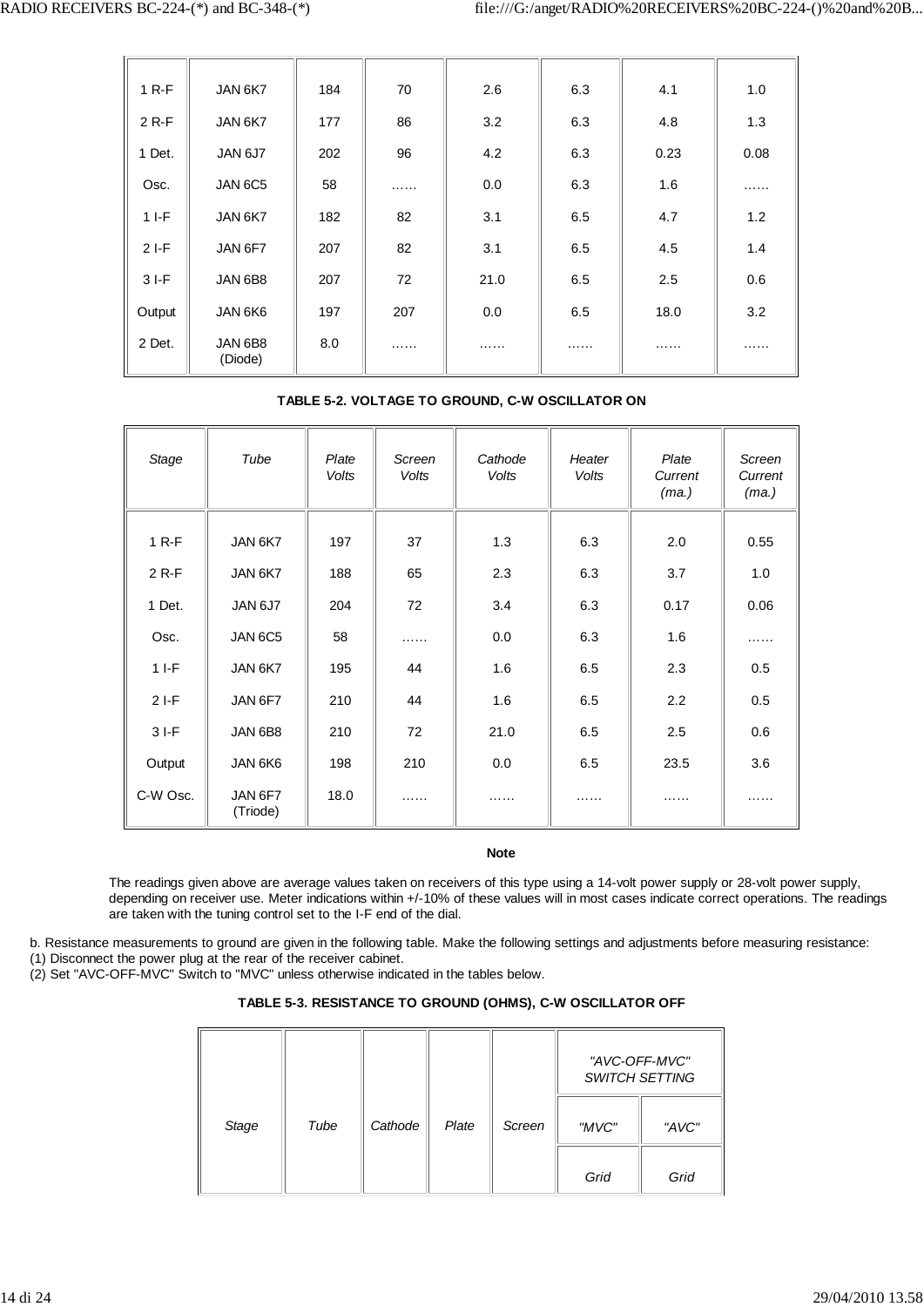| | | | | | | | |
|---|---|---|---|---|---|---|---|
| 1 R-F | JAN 6K7 | 184 | 70 | 2.6 | 6.3 | 4.1 | 1.0 |
| 2 R-F | JAN 6K7 | 177 | 86 | 3.2 | 6.3 | 4.8 | 1.3 |
| 1 Det. | JAN 6J7 | 202 | 96 | 4.2 | 6.3 | 0.23 | 0.08 |
| Osc. | JAN 6C5 | 58 | …… | 0.0 | 6.3 | 1.6 | …… |
| 1 I-F | JAN 6K7 | 182 | 82 | 3.1 | 6.5 | 4.7 | 1.2 |
| 2 I-F | JAN 6F7 | 207 | 82 | 3.1 | 6.5 | 4.5 | 1.4 |
| 3 I-F | JAN 6B8 | 207 | 72 | 21.0 | 6.5 | 2.5 | 0.6 |
| Output | JAN 6K6 | 197 | 207 | 0.0 | 6.5 | 18.0 | 3.2 |
| 2 Det. | JAN 6B8 (Diode) | 8.0 | …… | …… | …… | …… | …… |

**TABLE 5-2. VOLTAGE TO GROUND, C-W OSCILLATOR ON**

| *Stage* | *Tube* | *Plate Volts* | *Screen Volts* | *Cathode Volts* | *Heater Volts* | *Plate Current (ma.)* | *Screen Current (ma.)* |
|---|---|---|---|---|---|---|---|
| 1 R-F | JAN 6K7 | 197 | 37 | 1.3 | 6.3 | 2.0 | 0.55 |
| 2 R-F | JAN 6K7 | 188 | 65 | 2.3 | 6.3 | 3.7 | 1.0 |
| 1 Det. | JAN 6J7 | 204 | 72 | 3.4 | 6.3 | 0.17 | 0.06 |
| Osc. | JAN 6C5 | 58 | …… | 0.0 | 6.3 | 1.6 | …… |
| 1 I-F | JAN 6K7 | 195 | 44 | 1.6 | 6.5 | 2.3 | 0.5 |
| 2 I-F | JAN 6F7 | 210 | 44 | 1.6 | 6.5 | 2.2 | 0.5 |
| 3 I-F | JAN 6B8 | 210 | 72 | 21.0 | 6.5 | 2.5 | 0.6 |
| Output | JAN 6K6 | 198 | 210 | 0.0 | 6.5 | 23.5 | 3.6 |
| C-W Osc. | JAN 6F7 (Triode) | 18.0 | …… | …… | …… | …… | …… |

**Note**

The readings given above are average values taken on receivers of this type using a 14-volt power supply or 28-volt power supply, depending on receiver use. Meter indications within +/-10% of these values will in most cases indicate correct operations. The readings are taken with the tuning control set to the I-F end of the dial.

b. Resistance measurements to ground are given in the following table. Make the following settings and adjustments before measuring resistance:
(1) Disconnect the power plug at the rear of the receiver cabinet.
(2) Set "AVC-OFF-MVC" Switch to "MVC" unless otherwise indicated in the tables below.

**TABLE 5-3. RESISTANCE TO GROUND (OHMS), C-W OSCILLATOR OFF**

| *Stage* | *Tube* | *Cathode* | *Plate* | *Screen* | *"AVC-OFF-MVC" SWITCH SETTING* | |
|---|---|---|---|---|---|---|
| | | | | | *"MVC"* | *"AVC"* |
| | | | | | *Grid* | *Grid* |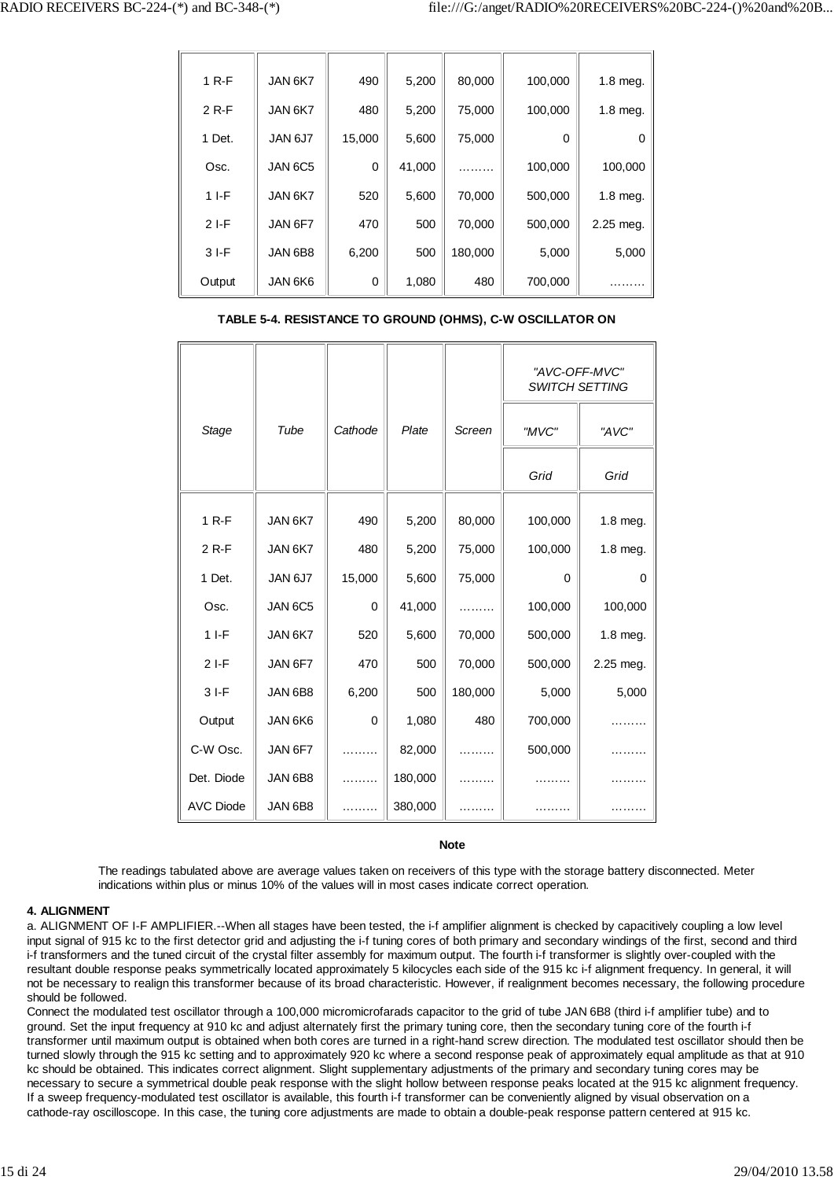| | | | | | | |
|---|---|---|---|---|---|---|
| 1 R-F | JAN 6K7 | 490 | 5,200 | 80,000 | 100,000 | 1.8 meg. |
| 2 R-F | JAN 6K7 | 480 | 5,200 | 75,000 | 100,000 | 1.8 meg. |
| 1 Det. | JAN 6J7 | 15,000 | 5,600 | 75,000 | 0 | 0 |
| Osc. | JAN 6C5 | 0 | 41,000 | ……… | 100,000 | 100,000 |
| 1 I-F | JAN 6K7 | 520 | 5,600 | 70,000 | 500,000 | 1.8 meg. |
| 2 I-F | JAN 6F7 | 470 | 500 | 70,000 | 500,000 | 2.25 meg. |
| 3 I-F | JAN 6B8 | 6,200 | 500 | 180,000 | 5,000 | 5,000 |
| Output | JAN 6K6 | 0 | 1,080 | 480 | 700,000 | ……… |

**TABLE 5-4. RESISTANCE TO GROUND (OHMS), C-W OSCILLATOR ON**

| *Stage* | *Tube* | *Cathode* | *Plate* | *Screen* | *"AVC-OFF-MVC" SWITCH SETTING* | |
|---|---|---|---|---|---|---|
| | | | | | *"MVC"* | *"AVC"* |
| | | | | | *Grid* | *Grid* |
| 1 R-F | JAN 6K7 | 490 | 5,200 | 80,000 | 100,000 | 1.8 meg. |
| 2 R-F | JAN 6K7 | 480 | 5,200 | 75,000 | 100,000 | 1.8 meg. |
| 1 Det. | JAN 6J7 | 15,000 | 5,600 | 75,000 | 0 | 0 |
| Osc. | JAN 6C5 | 0 | 41,000 | ……… | 100,000 | 100,000 |
| 1 I-F | JAN 6K7 | 520 | 5,600 | 70,000 | 500,000 | 1.8 meg. |
| 2 I-F | JAN 6F7 | 470 | 500 | 70,000 | 500,000 | 2.25 meg. |
| 3 I-F | JAN 6B8 | 6,200 | 500 | 180,000 | 5,000 | 5,000 |
| Output | JAN 6K6 | 0 | 1,080 | 480 | 700,000 | ……… |
| C-W Osc. | JAN 6F7 | ……… | 82,000 | ……… | 500,000 | ……… |
| Det. Diode | JAN 6B8 | ……… | 180,000 | ……… | ……… | ……… |
| AVC Diode | JAN 6B8 | ……… | 380,000 | ……… | ……… | ……… |

**Note**

The readings tabulated above are average values taken on receivers of this type with the storage battery disconnected. Meter indications within plus or minus 10% of the values will in most cases indicate correct operation.

**4. ALIGNMENT**

a. ALIGNMENT OF I-F AMPLIFIER.--When all stages have been tested, the i-f amplifier alignment is checked by capacitively coupling a low level input signal of 915 kc to the first detector grid and adjusting the i-f tuning cores of both primary and secondary windings of the first, second and third i-f transformers and the tuned circuit of the crystal filter assembly for maximum output. The fourth i-f transformer is slightly over-coupled with the resultant double response peaks symmetrically located approximately 5 kilocycles each side of the 915 kc i-f alignment frequency. In general, it will not be necessary to realign this transformer because of its broad characteristic. However, if realignment becomes necessary, the following procedure should be followed.

Connect the modulated test oscillator through a 100,000 micromicrofarads capacitor to the grid of tube JAN 6B8 (third i-f amplifier tube) and to ground. Set the input frequency at 910 kc and adjust alternately first the primary tuning core, then the secondary tuning core of the fourth i-f transformer until maximum output is obtained when both cores are turned in a right-hand screw direction. The modulated test oscillator should then be turned slowly through the 915 kc setting and to approximately 920 kc where a second response peak of approximately equal amplitude as that at 910 kc should be obtained. This indicates correct alignment. Slight supplementary adjustments of the primary and secondary tuning cores may be necessary to secure a symmetrical double peak response with the slight hollow between response peaks located at the 915 kc alignment frequency. If a sweep frequency-modulated test oscillator is available, this fourth i-f transformer can be conveniently aligned by visual observation on a cathode-ray oscilloscope. In this case, the tuning core adjustments are made to obtain a double-peak response pattern centered at 915 kc.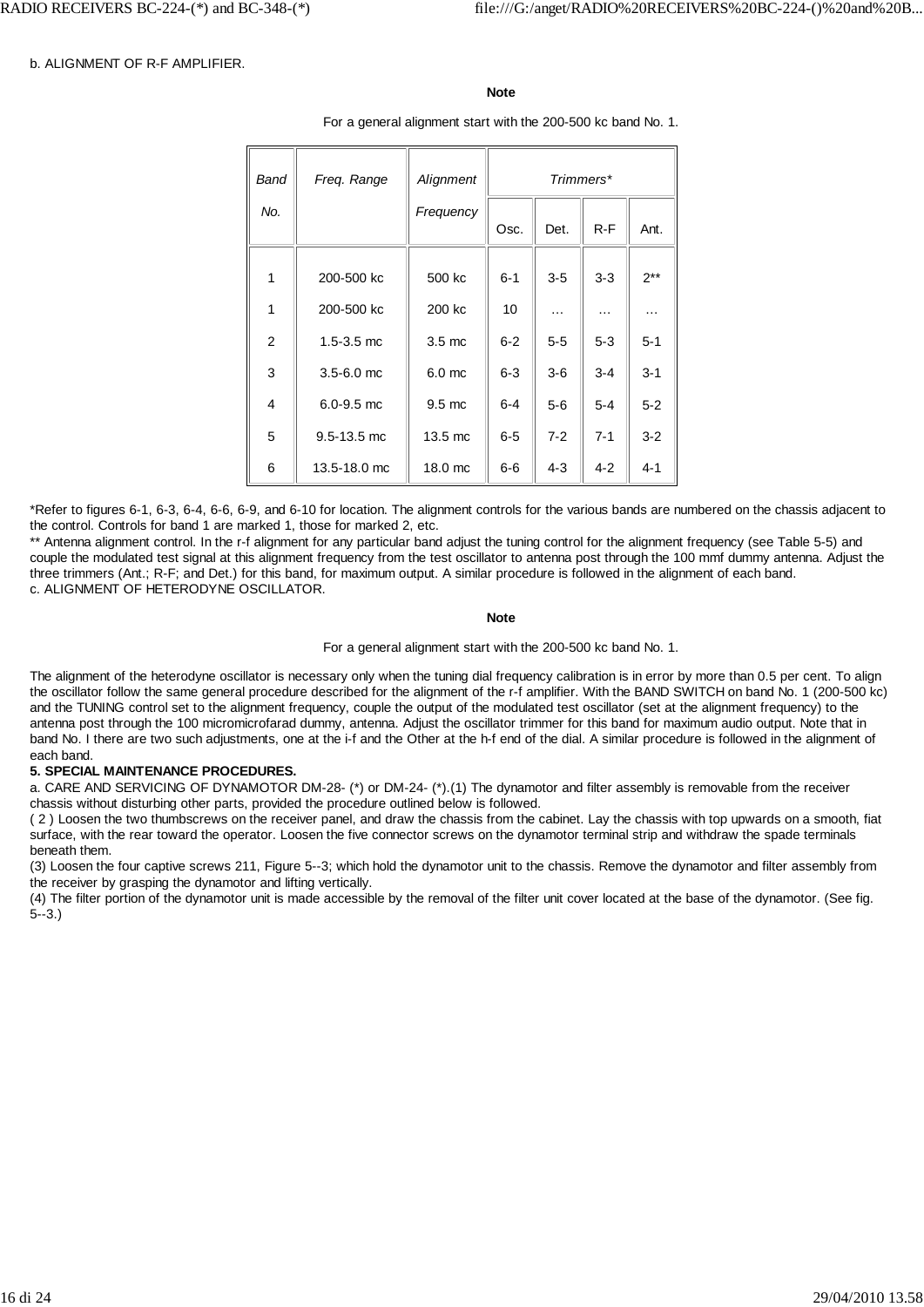b. ALIGNMENT OF R-F AMPLIFIER.

**Note**

For a general alignment start with the 200-500 kc band No. 1.

| Band No. | Freq. Range | Alignment Frequency | Trimmers* | | | |
|---|---|---|---|---|---|---|
| | | | Osc. | Det. | R-F | Ant. |
| 1 | 200-500 kc | 500 kc | 6-1 | 3-5 | 3-3 | 2** |
| 1 | 200-500 kc | 200 kc | 10 | … | … | … |
| 2 | 1.5-3.5 mc | 3.5 mc | 6-2 | 5-5 | 5-3 | 5-1 |
| 3 | 3.5-6.0 mc | 6.0 mc | 6-3 | 3-6 | 3-4 | 3-1 |
| 4 | 6.0-9.5 mc | 9.5 mc | 6-4 | 5-6 | 5-4 | 5-2 |
| 5 | 9.5-13.5 mc | 13.5 mc | 6-5 | 7-2 | 7-1 | 3-2 |
| 6 | 13.5-18.0 mc | 18.0 mc | 6-6 | 4-3 | 4-2 | 4-1 |

*Refer to figures 6-1, 6-3, 6-4, 6-6, 6-9, and 6-10 for location. The alignment controls for the various bands are numbered on the chassis adjacent to the control. Controls for band 1 are marked 1, those for marked 2, etc.

** Antenna alignment control. In the r-f alignment for any particular band adjust the tuning control for the alignment frequency (see Table 5-5) and couple the modulated test signal at this alignment frequency from the test oscillator to antenna post through the 100 mmf dummy antenna. Adjust the three trimmers (Ant.; R-F; and Det.) for this band, for maximum output. A similar procedure is followed in the alignment of each band.

c. ALIGNMENT OF HETERODYNE OSCILLATOR.

**Note**

For a general alignment start with the 200-500 kc band No. 1.

The alignment of the heterodyne oscillator is necessary only when the tuning dial frequency calibration is in error by more than 0.5 per cent. To align the oscillator follow the same general procedure described for the alignment of the r-f amplifier. With the BAND SWITCH on band No. 1 (200-500 kc) and the TUNING control set to the alignment frequency, couple the output of the modulated test oscillator (set at the alignment frequency) to the antenna post through the 100 micromicrofarad dummy, antenna. Adjust the oscillator trimmer for this band for maximum audio output. Note that in band No. I there are two such adjustments, one at the i-f and the Other at the h-f end of the dial. A similar procedure is followed in the alignment of each band.

**5. SPECIAL MAINTENANCE PROCEDURES.**

a. CARE AND SERVICING OF DYNAMOTOR DM-28- (*) or DM-24- (*).(1) The dynamotor and filter assembly is removable from the receiver chassis without disturbing other parts, provided the procedure outlined below is followed.

( 2 ) Loosen the two thumbscrews on the receiver panel, and draw the chassis from the cabinet. Lay the chassis with top upwards on a smooth, fiat surface, with the rear toward the operator. Loosen the five connector screws on the dynamotor terminal strip and withdraw the spade terminals beneath them.

(3) Loosen the four captive screws 211, Figure 5--3; which hold the dynamotor unit to the chassis. Remove the dynamotor and filter assembly from the receiver by grasping the dynamotor and lifting vertically.

(4) The filter portion of the dynamotor unit is made accessible by the removal of the filter unit cover located at the base of the dynamotor. (See fig. 5--3.)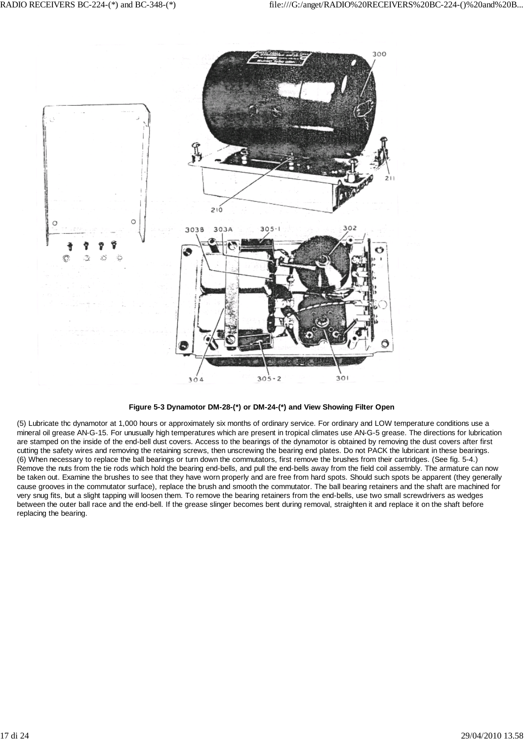**Figure 5-3 Dynamotor DM-28-(*) or DM-24-(*) and View Showing Filter Open**

(5) Lubricate thc dynamotor at 1,000 hours or approximately six months of ordinary service. For ordinary and LOW temperature conditions use a mineral oil grease AN-G-15. For unusually high temperatures which are present in tropical climates use AN-G-5 grease. The directions for lubrication are stamped on the inside of the end-bell dust covers. Access to the bearings of the dynamotor is obtained by removing the dust covers after first cutting the safety wires and removing the retaining screws, then unscrewing the bearing end plates. Do not PACK the lubricant in these bearings.
(6) When necessary to replace the ball bearings or turn down the commutators, first remove the brushes from their cartridges. (See fig. 5-4.) Remove the nuts from the tie rods which hold the bearing end-bells, and pull the end-bells away from the field coil assembly. The armature can now be taken out. Examine the brushes to see that they have worn properly and are free from hard spots. Should such spots be apparent (they generally cause grooves in the commutator surface), replace the brush and smooth the commutator. The ball bearing retainers and the shaft are machined for very snug fits, but a slight tapping will loosen them. To remove the bearing retainers from the end-bells, use two small screwdrivers as wedges between the outer ball race and the end-bell. If the grease slinger becomes bent during removal, straighten it and replace it on the shaft before replacing the bearing.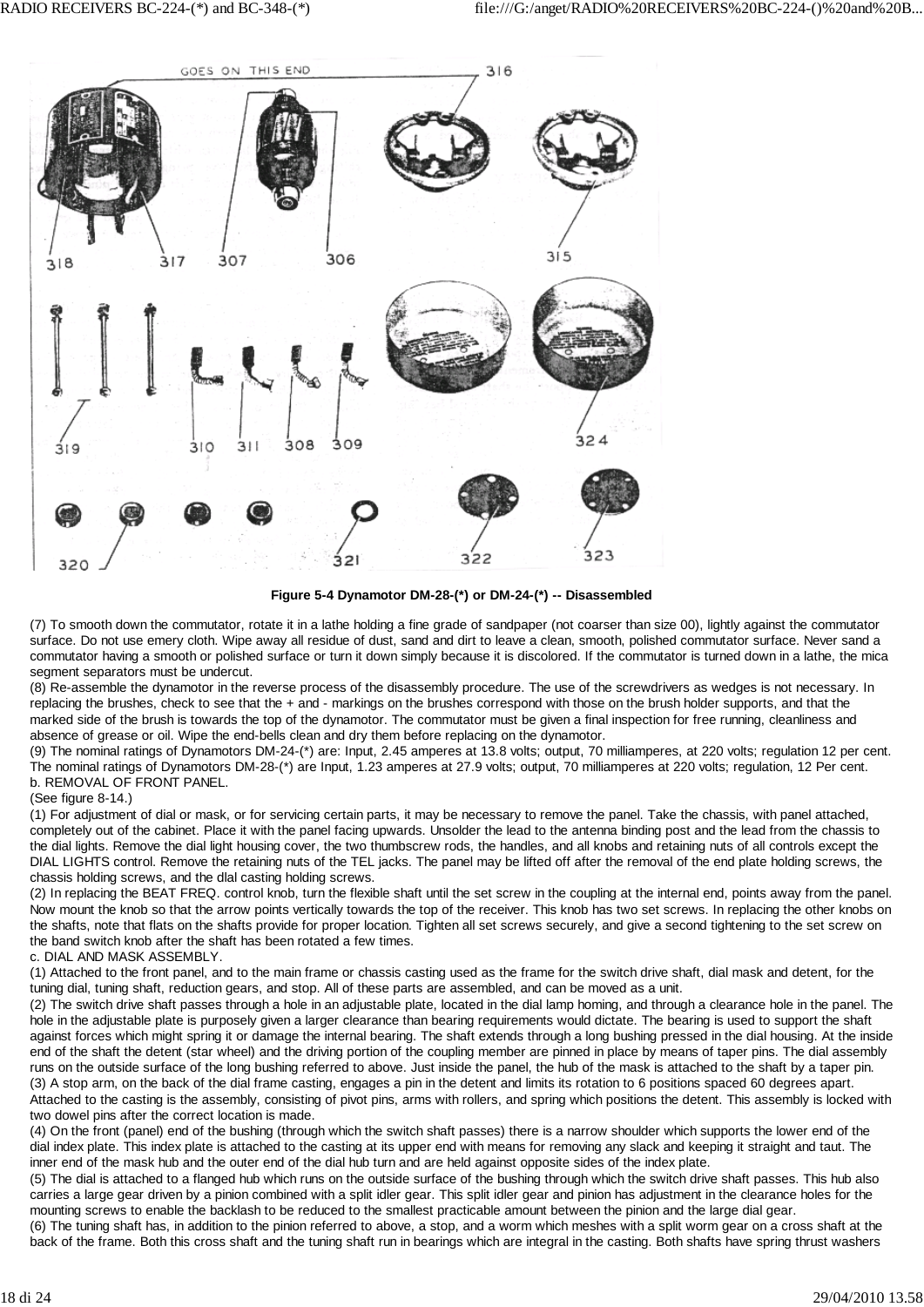**Figure 5-4 Dynamotor DM-28-(*) or DM-24-(*) -- Disassembled**

(7) To smooth down the commutator, rotate it in a lathe holding a fine grade of sandpaper (not coarser than size 00), lightly against the commutator surface. Do not use emery cloth. Wipe away all residue of dust, sand and dirt to leave a clean, smooth, polished commutator surface. Never sand a commutator having a smooth or polished surface or turn it down simply because it is discolored. If the commutator is turned down in a lathe, the mica segment separators must be undercut.

(8) Re-assemble the dynamotor in the reverse process of the disassembly procedure. The use of the screwdrivers as wedges is not necessary. In replacing the brushes, check to see that the + and - markings on the brushes correspond with those on the brush holder supports, and that the marked side of the brush is towards the top of the dynamotor. The commutator must be given a final inspection for free running, cleanliness and absence of grease or oil. Wipe the end-bells clean and dry them before replacing on the dynamotor.

(9) The nominal ratings of Dynamotors DM-24-(*) are: Input, 2.45 amperes at 13.8 volts; output, 70 milliamperes, at 220 volts; regulation 12 per cent. The nominal ratings of Dynamotors DM-28-(*) are Input, 1.23 amperes at 27.9 volts; output, 70 milliamperes at 220 volts; regulation, 12 Per cent.

b. REMOVAL OF FRONT PANEL.

(See figure 8-14.)

(1) For adjustment of dial or mask, or for servicing certain parts, it may be necessary to remove the panel. Take the chassis, with panel attached, completely out of the cabinet. Place it with the panel facing upwards. Unsolder the lead to the antenna binding post and the lead from the chassis to the dial lights. Remove the dial light housing cover, the two thumbscrew rods, the handles, and all knobs and retaining nuts of all controls except the DIAL LIGHTS control. Remove the retaining nuts of the TEL jacks. The panel may be lifted off after the removal of the end plate holding screws, the chassis holding screws, and the dlal casting holding screws.

(2) In replacing the BEAT FREQ. control knob, turn the flexible shaft until the set screw in the coupling at the internal end, points away from the panel. Now mount the knob so that the arrow points vertically towards the top of the receiver. This knob has two set screws. In replacing the other knobs on the shafts, note that flats on the shafts provide for proper location. Tighten all set screws securely, and give a second tightening to the set screw on the band switch knob after the shaft has been rotated a few times.

c. DIAL AND MASK ASSEMBLY.

(1) Attached to the front panel, and to the main frame or chassis casting used as the frame for the switch drive shaft, dial mask and detent, for the tuning dial, tuning shaft, reduction gears, and stop. All of these parts are assembled, and can be moved as a unit.

(2) The switch drive shaft passes through a hole in an adjustable plate, located in the dial lamp homing, and through a clearance hole in the panel. The hole in the adjustable plate is purposely given a larger clearance than bearing requirements would dictate. The bearing is used to support the shaft against forces which might spring it or damage the internal bearing. The shaft extends through a long bushing pressed in the dial housing. At the inside end of the shaft the detent (star wheel) and the driving portion of the coupling member are pinned in place by means of taper pins. The dial assembly runs on the outside surface of the long bushing referred to above. Just inside the panel, the hub of the mask is attached to the shaft by a taper pin.

(3) A stop arm, on the back of the dial frame casting, engages a pin in the detent and limits its rotation to 6 positions spaced 60 degrees apart. Attached to the casting is the assembly, consisting of pivot pins, arms with rollers, and spring which positions the detent. This assembly is locked with two dowel pins after the correct location is made.

(4) On the front (panel) end of the bushing (through which the switch shaft passes) there is a narrow shoulder which supports the lower end of the dial index plate. This index plate is attached to the casting at its upper end with means for removing any slack and keeping it straight and taut. The inner end of the mask hub and the outer end of the dial hub turn and are held against opposite sides of the index plate.

(5) The dial is attached to a flanged hub which runs on the outside surface of the bushing through which the switch drive shaft passes. This hub also carries a large gear driven by a pinion combined with a split idler gear. This split idler gear and pinion has adjustment in the clearance holes for the mounting screws to enable the backlash to be reduced to the smallest practicable amount between the pinion and the large dial gear.

(6) The tuning shaft has, in addition to the pinion referred to above, a stop, and a worm which meshes with a split worm gear on a cross shaft at the back of the frame. Both this cross shaft and the tuning shaft run in bearings which are integral in the casting. Both shafts have spring thrust washers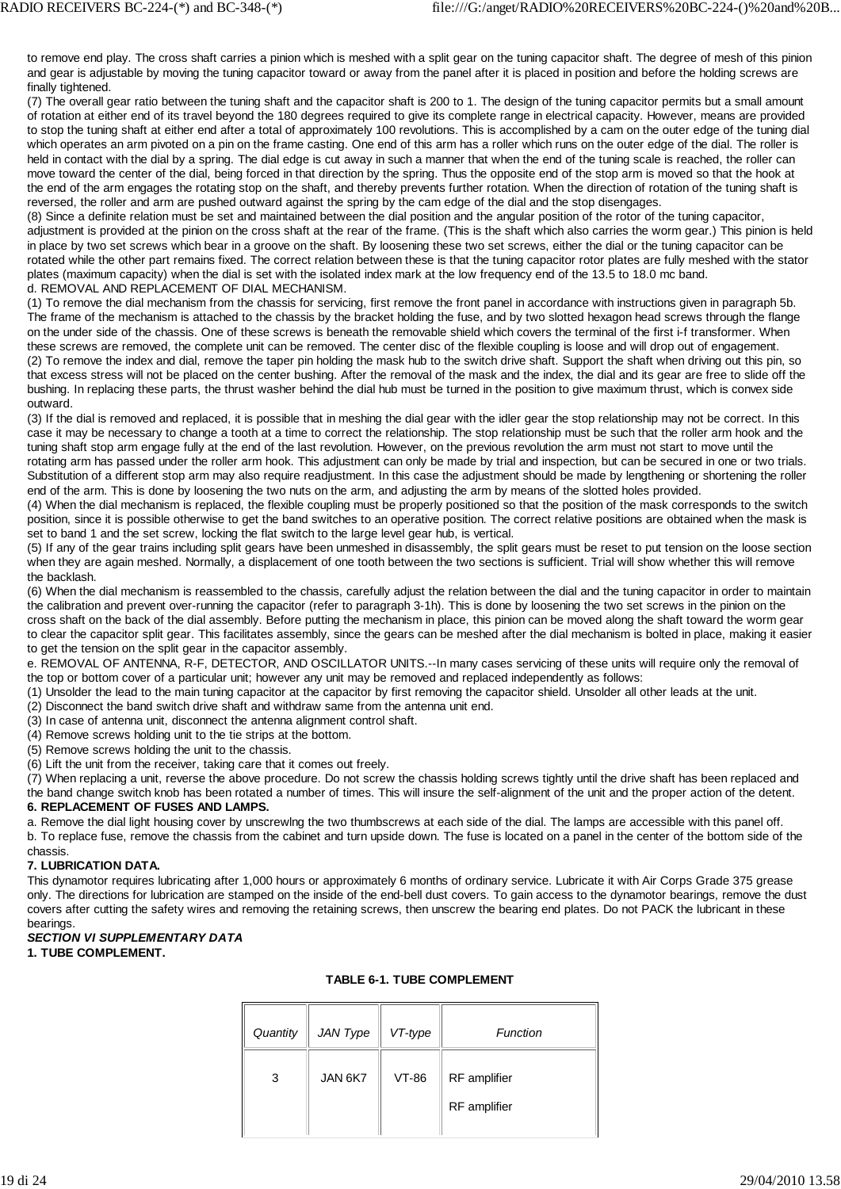to remove end play. The cross shaft carries a pinion which is meshed with a split gear on the tuning capacitor shaft. The degree of mesh of this pinion and gear is adjustable by moving the tuning capacitor toward or away from the panel after it is placed in position and before the holding screws are finally tightened.

(7) The overall gear ratio between the tuning shaft and the capacitor shaft is 200 to 1. The design of the tuning capacitor permits but a small amount of rotation at either end of its travel beyond the 180 degrees required to give its complete range in electrical capacity. However, means are provided to stop the tuning shaft at either end after a total of approximately 100 revolutions. This is accomplished by a cam on the outer edge of the tuning dial which operates an arm pivoted on a pin on the frame casting. One end of this arm has a roller which runs on the outer edge of the dial. The roller is held in contact with the dial by a spring. The dial edge is cut away in such a manner that when the end of the tuning scale is reached, the roller can move toward the center of the dial, being forced in that direction by the spring. Thus the opposite end of the stop arm is moved so that the hook at the end of the arm engages the rotating stop on the shaft, and thereby prevents further rotation. When the direction of rotation of the tuning shaft is reversed, the roller and arm are pushed outward against the spring by the cam edge of the dial and the stop disengages.

(8) Since a definite relation must be set and maintained between the dial position and the angular position of the rotor of the tuning capacitor, adjustment is provided at the pinion on the cross shaft at the rear of the frame. (This is the shaft which also carries the worm gear.) This pinion is held in place by two set screws which bear in a groove on the shaft. By loosening these two set screws, either the dial or the tuning capacitor can be rotated while the other part remains fixed. The correct relation between these is that the tuning capacitor rotor plates are fully meshed with the stator plates (maximum capacity) when the dial is set with the isolated index mark at the low frequency end of the 13.5 to 18.0 mc band.

d. REMOVAL AND REPLACEMENT OF DIAL MECHANISM.

(1) To remove the dial mechanism from the chassis for servicing, first remove the front panel in accordance with instructions given in paragraph 5b. The frame of the mechanism is attached to the chassis by the bracket holding the fuse, and by two slotted hexagon head screws through the flange on the under side of the chassis. One of these screws is beneath the removable shield which covers the terminal of the first i-f transformer. When these screws are removed, the complete unit can be removed. The center disc of the flexible coupling is loose and will drop out of engagement.

(2) To remove the index and dial, remove the taper pin holding the mask hub to the switch drive shaft. Support the shaft when driving out this pin, so that excess stress will not be placed on the center bushing. After the removal of the mask and the index, the dial and its gear are free to slide off the bushing. In replacing these parts, the thrust washer behind the dial hub must be turned in the position to give maximum thrust, which is convex side outward.

(3) If the dial is removed and replaced, it is possible that in meshing the dial gear with the idler gear the stop relationship may not be correct. In this case it may be necessary to change a tooth at a time to correct the relationship. The stop relationship must be such that the roller arm hook and the tuning shaft stop arm engage fully at the end of the last revolution. However, on the previous revolution the arm must not start to move until the rotating arm has passed under the roller arm hook. This adjustment can only be made by trial and inspection, but can be secured in one or two trials. Substitution of a different stop arm may also require readjustment. In this case the adjustment should be made by lengthening or shortening the roller end of the arm. This is done by loosening the two nuts on the arm, and adjusting the arm by means of the slotted holes provided.

(4) When the dial mechanism is replaced, the flexible coupling must be properly positioned so that the position of the mask corresponds to the switch position, since it is possible otherwise to get the band switches to an operative position. The correct relative positions are obtained when the mask is set to band 1 and the set screw, locking the flat switch to the large level gear hub, is vertical.

(5) If any of the gear trains including split gears have been unmeshed in disassembly, the split gears must be reset to put tension on the loose section when they are again meshed. Normally, a displacement of one tooth between the two sections is sufficient. Trial will show whether this will remove the backlash.

(6) When the dial mechanism is reassembled to the chassis, carefully adjust the relation between the dial and the tuning capacitor in order to maintain the calibration and prevent over-running the capacitor (refer to paragraph 3-1h). This is done by loosening the two set screws in the pinion on the cross shaft on the back of the dial assembly. Before putting the mechanism in place, this pinion can be moved along the shaft toward the worm gear to clear the capacitor split gear. This facilitates assembly, since the gears can be meshed after the dial mechanism is bolted in place, making it easier to get the tension on the split gear in the capacitor assembly.

e. REMOVAL OF ANTENNA, R-F, DETECTOR, AND OSCILLATOR UNITS.--In many cases servicing of these units will require only the removal of the top or bottom cover of a particular unit; however any unit may be removed and replaced independently as follows:

(1) Unsolder the lead to the main tuning capacitor at the capacitor by first removing the capacitor shield. Unsolder all other leads at the unit.

(2) Disconnect the band switch drive shaft and withdraw same from the antenna unit end.

(3) In case of antenna unit, disconnect the antenna alignment control shaft.

(4) Remove screws holding unit to the tie strips at the bottom.

(5) Remove screws holding the unit to the chassis.

(6) Lift the unit from the receiver, taking care that it comes out freely.

(7) When replacing a unit, reverse the above procedure. Do not screw the chassis holding screws tightly until the drive shaft has been replaced and the band change switch knob has been rotated a number of times. This will insure the self-alignment of the unit and the proper action of the detent.

**6. REPLACEMENT OF FUSES AND LAMPS.**

a. Remove the dial light housing cover by unscrewlng the two thumbscrews at each side of the dial. The lamps are accessible with this panel off.

b. To replace fuse, remove the chassis from the cabinet and turn upside down. The fuse is located on a panel in the center of the bottom side of the chassis.

**7. LUBRICATION DATA.**

This dynamotor requires lubricating after 1,000 hours or approximately 6 months of ordinary service. Lubricate it with Air Corps Grade 375 grease only. The directions for lubrication are stamped on the inside of the end-bell dust covers. To gain access to the dynamotor bearings, remove the dust covers after cutting the safety wires and removing the retaining screws, then unscrew the bearing end plates. Do not PACK the lubricant in these bearings.

***SECTION VI SUPPLEMENTARY DATA***

**1. TUBE COMPLEMENT.**

**TABLE 6-1. TUBE COMPLEMENT**

| *Quantity* | *JAN Type* | *VT-type* | *Function* |
|---|---|---|---|
| 3 | JAN 6K7 | VT-86 | RF amplifier<br>RF amplifier |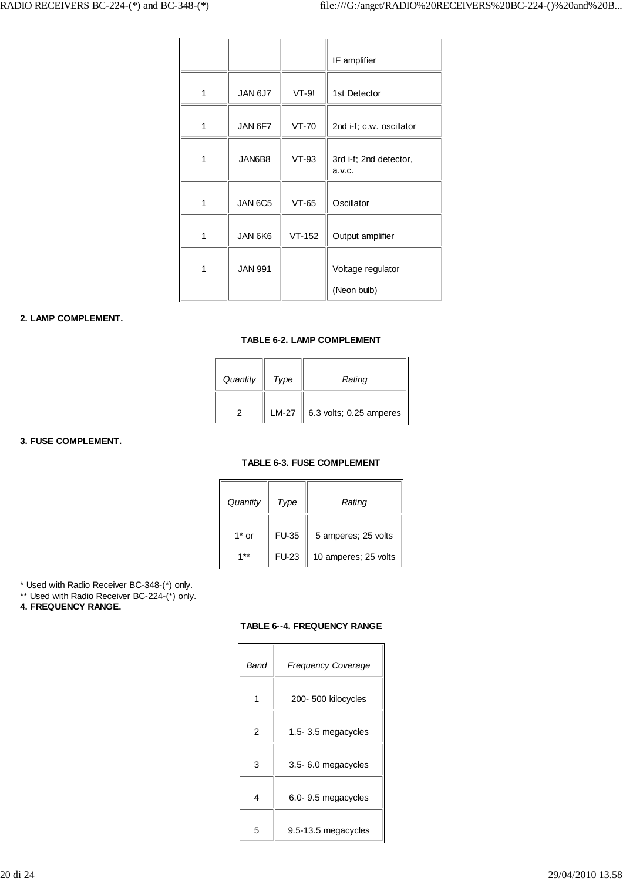| | | | IF amplifier |
|---|---|---|---|
| 1 | JAN 6J7 | VT-9! | 1st Detector |
| 1 | JAN 6F7 | VT-70 | 2nd i-f; c.w. oscillator |
| 1 | JAN6B8 | VT-93 | 3rd i-f; 2nd detector, a.v.c. |
| 1 | JAN 6C5 | VT-65 | Oscillator |
| 1 | JAN 6K6 | VT-152 | Output amplifier |
| 1 | JAN 991 | | Voltage regulator (Neon bulb) |

**2. LAMP COMPLEMENT.**

**TABLE 6-2. LAMP COMPLEMENT**

| *Quantity* | *Type* | *Rating* |
|---|---|---|
| 2 | LM-27 | 6.3 volts; 0.25 amperes |

**3. FUSE COMPLEMENT.**

**TABLE 6-3. FUSE COMPLEMENT**

| *Quantity* | *Type* | *Rating* |
|---|---|---|
| 1* or | FU-35 | 5 amperes; 25 volts |
| 1** | FU-23 | 10 amperes; 25 volts |

\* Used with Radio Receiver BC-348-(*) only.
\** Used with Radio Receiver BC-224-(*) only.

**4. FREQUENCY RANGE.**

**TABLE 6--4. FREQUENCY RANGE**

| *Band* | *Frequency Coverage* |
|---|---|
| 1 | 200- 500 kilocycles |
| 2 | 1.5- 3.5 megacycles |
| 3 | 3.5- 6.0 megacycles |
| 4 | 6.0- 9.5 megacycles |
| 5 | 9.5-13.5 megacycles |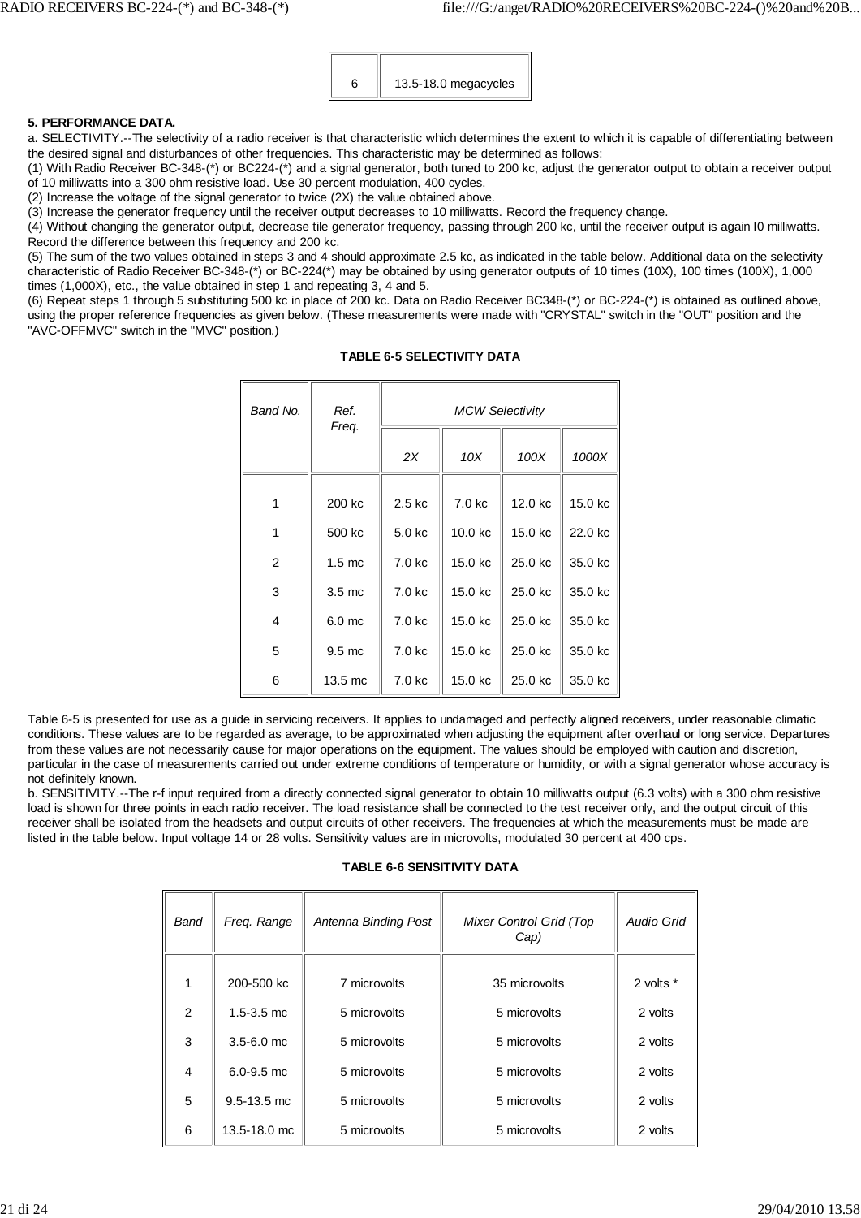| 6 | 13.5-18.0 megacycles |
|---|---|

**5. PERFORMANCE DATA.**

a. SELECTIVITY.--The selectivity of a radio receiver is that characteristic which determines the extent to which it is capable of differentiating between the desired signal and disturbances of other frequencies. This characteristic may be determined as follows:

(1) With Radio Receiver BC-348-(*) or BC224-(*) and a signal generator, both tuned to 200 kc, adjust the generator output to obtain a receiver output of 10 milliwatts into a 300 ohm resistive load. Use 30 percent modulation, 400 cycles.

(2) Increase the voltage of the signal generator to twice (2X) the value obtained above.

(3) Increase the generator frequency until the receiver output decreases to 10 milliwatts. Record the frequency change.

(4) Without changing the generator output, decrease tile generator frequency, passing through 200 kc, until the receiver output is again I0 milliwatts. Record the difference between this frequency and 200 kc.

(5) The sum of the two values obtained in steps 3 and 4 should approximate 2.5 kc, as indicated in the table below. Additional data on the selectivity characteristic of Radio Receiver BC-348-(*) or BC-224(*) may be obtained by using generator outputs of 10 times (10X), 100 times (100X), 1,000 times (1,000X), etc., the value obtained in step 1 and repeating 3, 4 and 5.

(6) Repeat steps 1 through 5 substituting 500 kc in place of 200 kc. Data on Radio Receiver BC348-(*) or BC-224-(*) is obtained as outlined above, using the proper reference frequencies as given below. (These measurements were made with "CRYSTAL" switch in the "OUT" position and the "AVC-OFFMVC" switch in the "MVC" position.)

**TABLE 6-5 SELECTIVITY DATA**

| *Band No.* | *Ref. Freq.* | *MCW Selectivity* | | | |
|---|---|---|---|---|---|
| | | *2X* | *10X* | *100X* | *1000X* |
| 1 | 200 kc | 2.5 kc | 7.0 kc | 12.0 kc | 15.0 kc |
| 1 | 500 kc | 5.0 kc | 10.0 kc | 15.0 kc | 22.0 kc |
| 2 | 1.5 mc | 7.0 kc | 15.0 kc | 25.0 kc | 35.0 kc |
| 3 | 3.5 mc | 7.0 kc | 15.0 kc | 25.0 kc | 35.0 kc |
| 4 | 6.0 mc | 7.0 kc | 15.0 kc | 25.0 kc | 35.0 kc |
| 5 | 9.5 mc | 7.0 kc | 15.0 kc | 25.0 kc | 35.0 kc |
| 6 | 13.5 mc | 7.0 kc | 15.0 kc | 25.0 kc | 35.0 kc |

Table 6-5 is presented for use as a guide in servicing receivers. It applies to undamaged and perfectly aligned receivers, under reasonable climatic conditions. These values are to be regarded as average, to be approximated when adjusting the equipment after overhaul or long service. Departures from these values are not necessarily cause for major operations on the equipment. The values should be employed with caution and discretion, particular in the case of measurements carried out under extreme conditions of temperature or humidity, or with a signal generator whose accuracy is not definitely known.

b. SENSITIVITY.--The r-f input required from a directly connected signal generator to obtain 10 milliwatts output (6.3 volts) with a 300 ohm resistive load is shown for three points in each radio receiver. The load resistance shall be connected to the test receiver only, and the output circuit of this receiver shall be isolated from the headsets and output circuits of other receivers. The frequencies at which the measurements must be made are listed in the table below. Input voltage 14 or 28 volts. Sensitivity values are in microvolts, modulated 30 percent at 400 cps.

**TABLE 6-6 SENSITIVITY DATA**

| *Band* | *Freq. Range* | *Antenna Binding Post* | *Mixer Control Grid (Top Cap)* | *Audio Grid* |
|---|---|---|---|---|
| 1 | 200-500 kc | 7 microvolts | 35 microvolts | 2 volts * |
| 2 | 1.5-3.5 mc | 5 microvolts | 5 microvolts | 2 volts |
| 3 | 3.5-6.0 mc | 5 microvolts | 5 microvolts | 2 volts |
| 4 | 6.0-9.5 mc | 5 microvolts | 5 microvolts | 2 volts |
| 5 | 9.5-13.5 mc | 5 microvolts | 5 microvolts | 2 volts |
| 6 | 13.5-18.0 mc | 5 microvolts | 5 microvolts | 2 volts |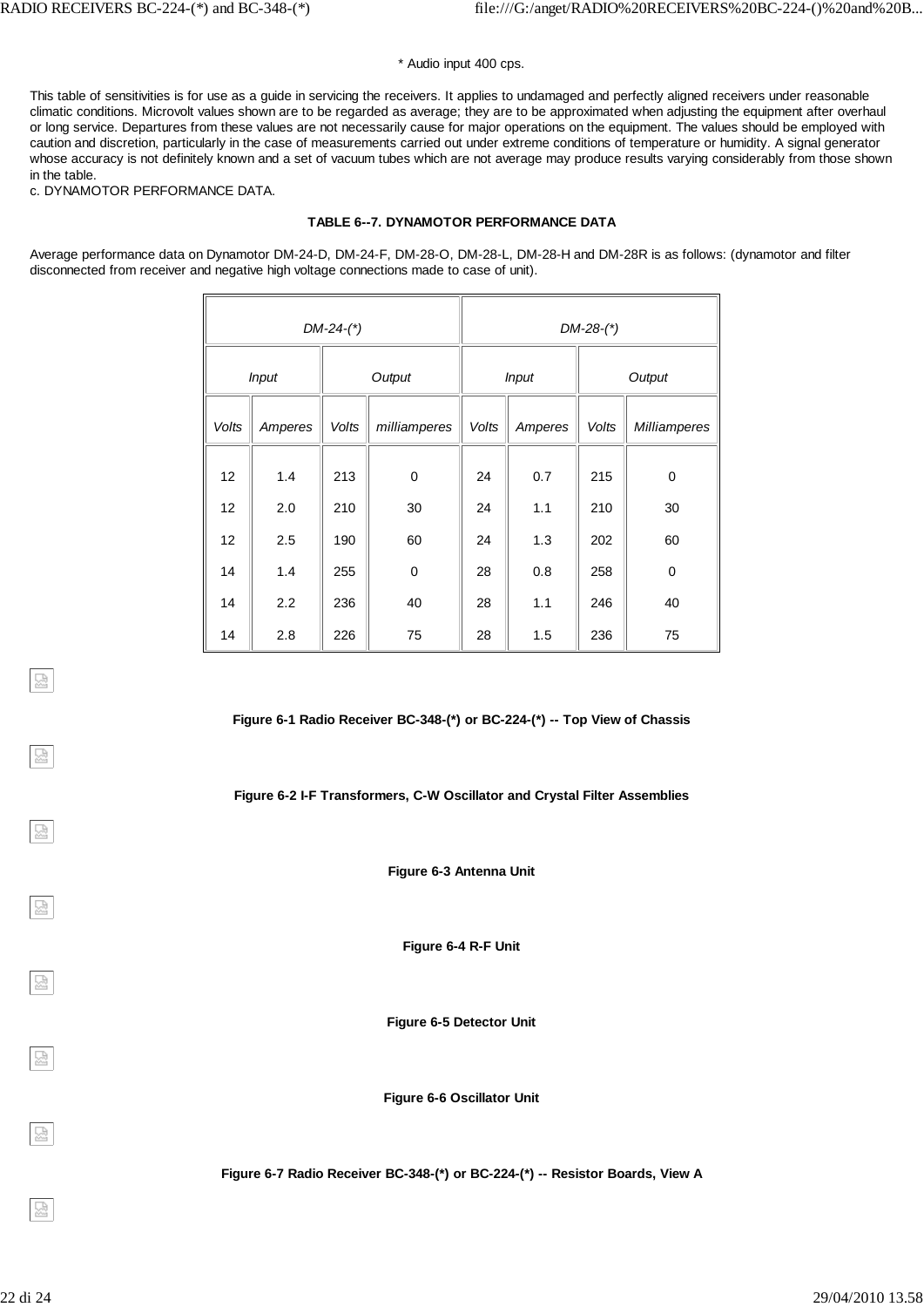\* Audio input 400 cps.

This table of sensitivities is for use as a guide in servicing the receivers. It applies to undamaged and perfectly aligned receivers under reasonable climatic conditions. Microvolt values shown are to be regarded as average; they are to be approximated when adjusting the equipment after overhaul or long service. Departures from these values are not necessarily cause for major operations on the equipment. The values should be employed with caution and discretion, particularly in the case of measurements carried out under extreme conditions of temperature or humidity. A signal generator whose accuracy is not definitely known and a set of vacuum tubes which are not average may produce results varying considerably from those shown in the table.

c. DYNAMOTOR PERFORMANCE DATA.

**TABLE 6--7. DYNAMOTOR PERFORMANCE DATA**

Average performance data on Dynamotor DM-24-D, DM-24-F, DM-28-O, DM-28-L, DM-28-H and DM-28R is as follows: (dynamotor and filter disconnected from receiver and negative high voltage connections made to case of unit).

| *DM-24-(\*)* | | | | *DM-28-(\*)* | | | |
|---|---|---|---|---|---|---|---|
| *Input* | | *Output* | | *Input* | | *Output* | |
| *Volts* | *Amperes* | *Volts* | *milliamperes* | *Volts* | *Amperes* | *Volts* | *Milliamperes* |
| 12 | 1.4 | 213 | 0 | 24 | 0.7 | 215 | 0 |
| 12 | 2.0 | 210 | 30 | 24 | 1.1 | 210 | 30 |
| 12 | 2.5 | 190 | 60 | 24 | 1.3 | 202 | 60 |
| 14 | 1.4 | 255 | 0 | 28 | 0.8 | 258 | 0 |
| 14 | 2.2 | 236 | 40 | 28 | 1.1 | 246 | 40 |
| 14 | 2.8 | 226 | 75 | 28 | 1.5 | 236 | 75 |

**Figure 6-1 Radio Receiver BC-348-(\*) or BC-224-(\*) -- Top View of Chassis**

**Figure 6-2 I-F Transformers, C-W Oscillator and Crystal Filter Assemblies**

**Figure 6-3 Antenna Unit**

**Figure 6-4 R-F Unit**

**Figure 6-5 Detector Unit**

**Figure 6-6 Oscillator Unit**

**Figure 6-7 Radio Receiver BC-348-(\*) or BC-224-(\*) -- Resistor Boards, View A**